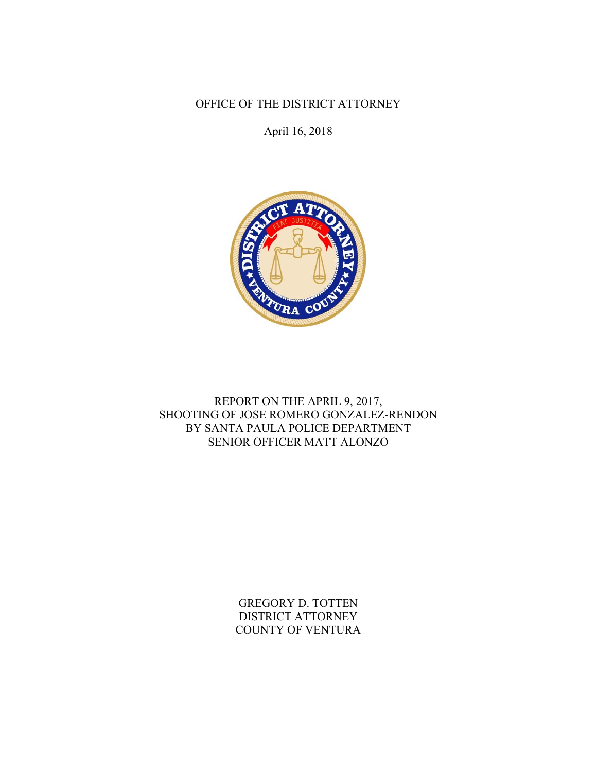OFFICE OF THE DISTRICT ATTORNEY

April 16, 2018

# REPORT ON THE APRIL 9, 2017, SHOOTING OF JOSE ROMERO GONZALEZ-RENDON BY SANTA PAULA POLICE DEPARTMENT SENIOR OFFICER MATT ALONZO

GREGORY D. TOTTEN
DISTRICT ATTORNEY
COUNTY OF VENTURA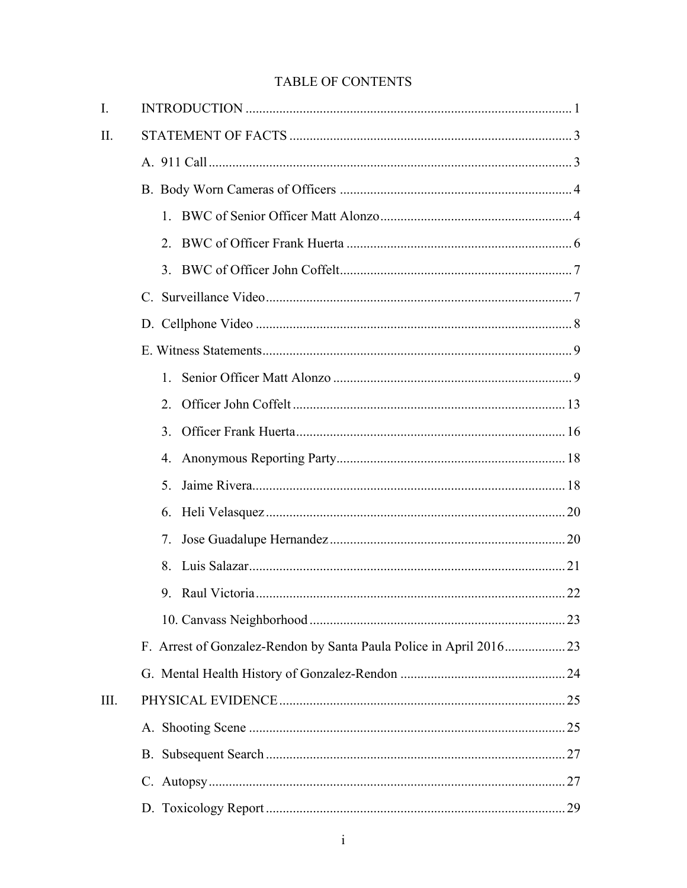# TABLE OF CONTENTS

I. INTRODUCTION ..... 1

II. STATEMENT OF FACTS ..... 3

- A. 911 Call ..... 3
- B. Body Worn Cameras of Officers ..... 4
  1. BWC of Senior Officer Matt Alonzo ..... 4
  2. BWC of Officer Frank Huerta ..... 6
  3. BWC of Officer John Coffelt ..... 7
- C. Surveillance Video ..... 7
- D. Cellphone Video ..... 8
- E. Witness Statements ..... 9
  1. Senior Officer Matt Alonzo ..... 9
  2. Officer John Coffelt ..... 13
  3. Officer Frank Huerta ..... 16
  4. Anonymous Reporting Party ..... 18
  5. Jaime Rivera ..... 18
  6. Heli Velasquez ..... 20
  7. Jose Guadalupe Hernandez ..... 20
  8. Luis Salazar ..... 21
  9. Raul Victoria ..... 22
  10. Canvass Neighborhood ..... 23
- F. Arrest of Gonzalez-Rendon by Santa Paula Police in April 2016 ..... 23
- G. Mental Health History of Gonzalez-Rendon ..... 24

III. PHYSICAL EVIDENCE ..... 25

- A. Shooting Scene ..... 25
- B. Subsequent Search ..... 27
- C. Autopsy ..... 27
- D. Toxicology Report ..... 29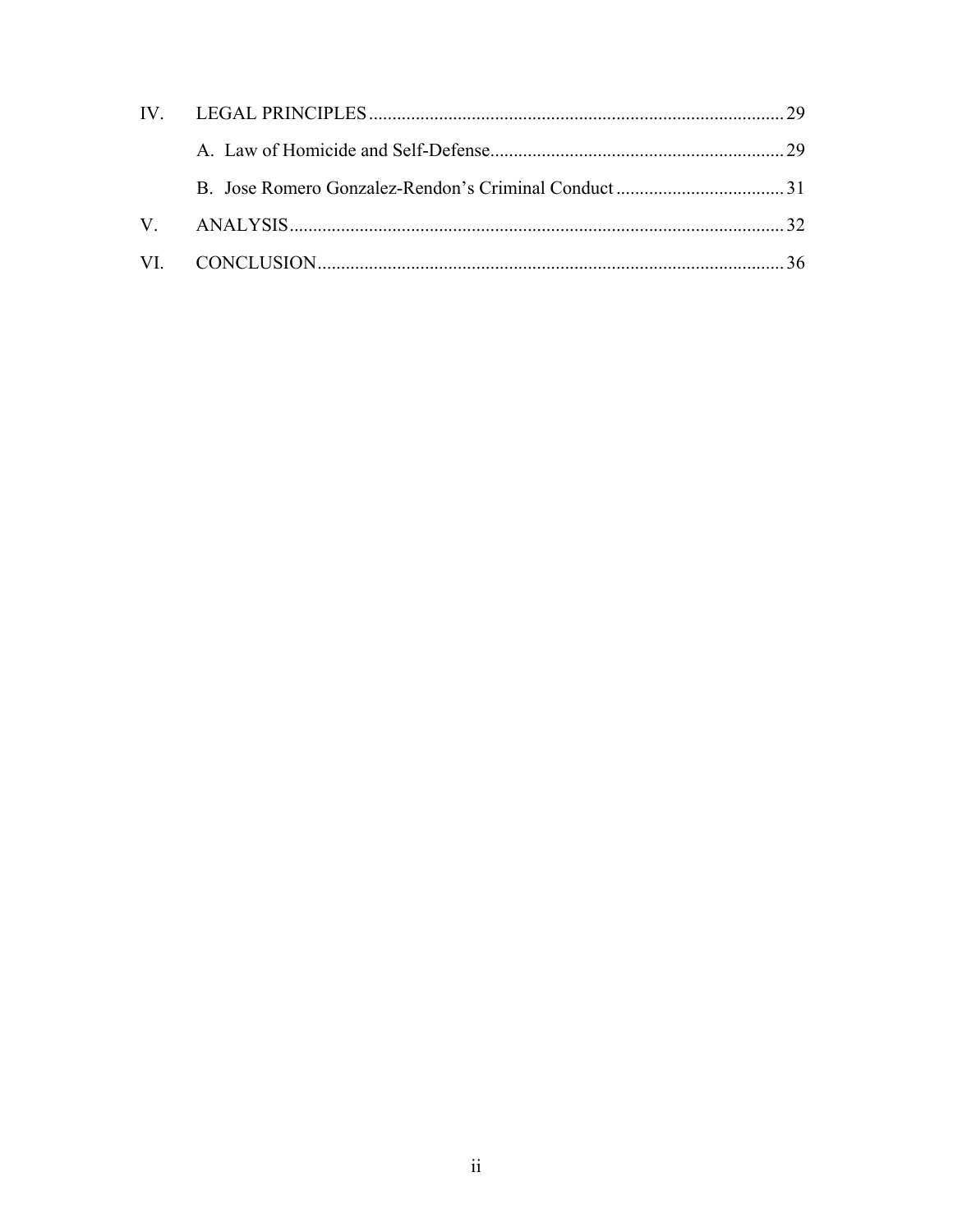IV. LEGAL PRINCIPLES ........................................................................................ 29

A. Law of Homicide and Self-Defense .............................................................. 29

B. Jose Romero Gonzalez-Rendon's Criminal Conduct .................................... 31

V. ANALYSIS ......................................................................................................... 32

VI. CONCLUSION ................................................................................................... 36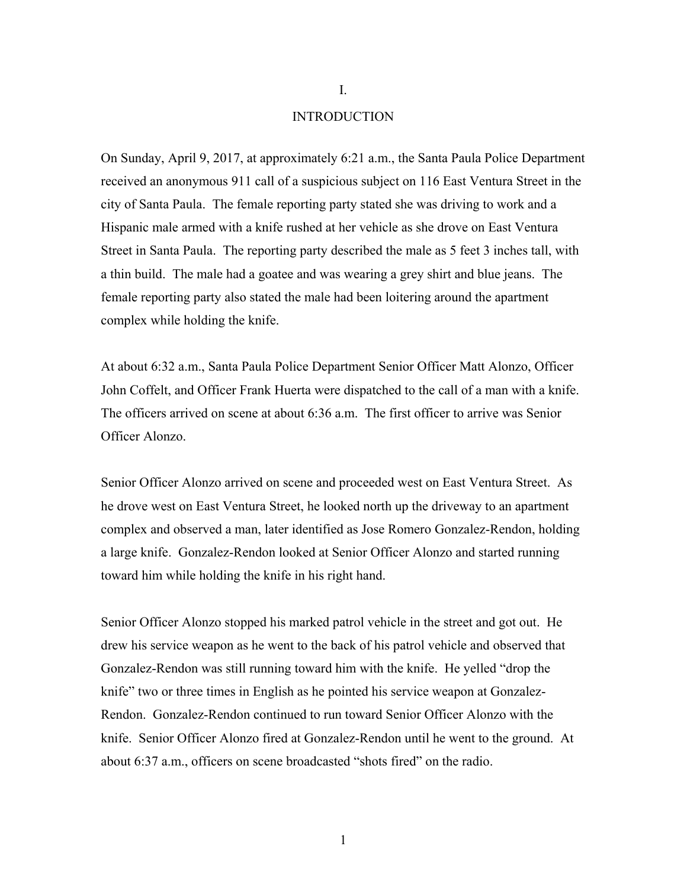# I.

# INTRODUCTION

On Sunday, April 9, 2017, at approximately 6:21 a.m., the Santa Paula Police Department received an anonymous 911 call of a suspicious subject on 116 East Ventura Street in the city of Santa Paula. The female reporting party stated she was driving to work and a Hispanic male armed with a knife rushed at her vehicle as she drove on East Ventura Street in Santa Paula. The reporting party described the male as 5 feet 3 inches tall, with a thin build. The male had a goatee and was wearing a grey shirt and blue jeans. The female reporting party also stated the male had been loitering around the apartment complex while holding the knife.

At about 6:32 a.m., Santa Paula Police Department Senior Officer Matt Alonzo, Officer John Coffelt, and Officer Frank Huerta were dispatched to the call of a man with a knife. The officers arrived on scene at about 6:36 a.m. The first officer to arrive was Senior Officer Alonzo.

Senior Officer Alonzo arrived on scene and proceeded west on East Ventura Street. As he drove west on East Ventura Street, he looked north up the driveway to an apartment complex and observed a man, later identified as Jose Romero Gonzalez-Rendon, holding a large knife. Gonzalez-Rendon looked at Senior Officer Alonzo and started running toward him while holding the knife in his right hand.

Senior Officer Alonzo stopped his marked patrol vehicle in the street and got out. He drew his service weapon as he went to the back of his patrol vehicle and observed that Gonzalez-Rendon was still running toward him with the knife. He yelled "drop the knife" two or three times in English as he pointed his service weapon at Gonzalez-Rendon. Gonzalez-Rendon continued to run toward Senior Officer Alonzo with the knife. Senior Officer Alonzo fired at Gonzalez-Rendon until he went to the ground. At about 6:37 a.m., officers on scene broadcasted "shots fired" on the radio.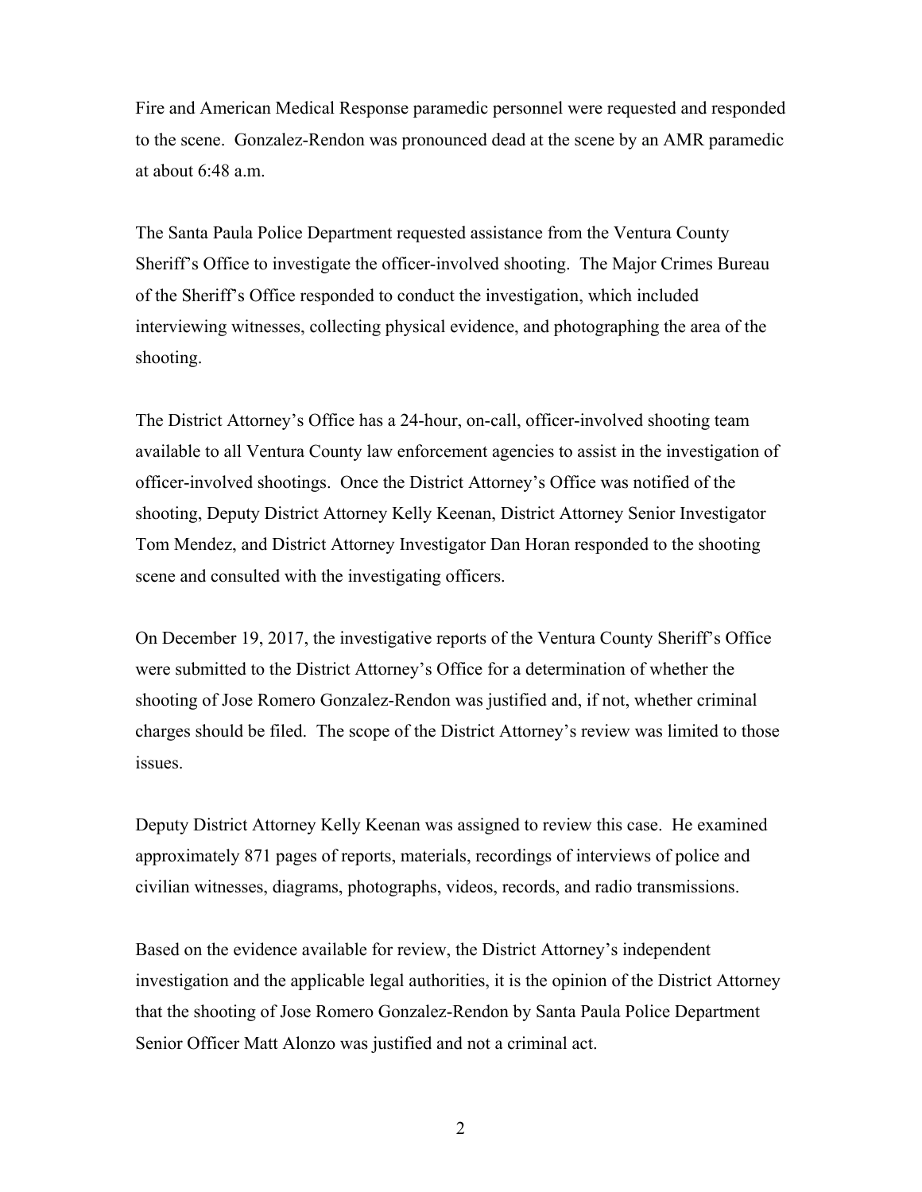Fire and American Medical Response paramedic personnel were requested and responded to the scene. Gonzalez-Rendon was pronounced dead at the scene by an AMR paramedic at about 6:48 a.m.

The Santa Paula Police Department requested assistance from the Ventura County Sheriff's Office to investigate the officer-involved shooting. The Major Crimes Bureau of the Sheriff's Office responded to conduct the investigation, which included interviewing witnesses, collecting physical evidence, and photographing the area of the shooting.

The District Attorney's Office has a 24-hour, on-call, officer-involved shooting team available to all Ventura County law enforcement agencies to assist in the investigation of officer-involved shootings. Once the District Attorney's Office was notified of the shooting, Deputy District Attorney Kelly Keenan, District Attorney Senior Investigator Tom Mendez, and District Attorney Investigator Dan Horan responded to the shooting scene and consulted with the investigating officers.

On December 19, 2017, the investigative reports of the Ventura County Sheriff's Office were submitted to the District Attorney's Office for a determination of whether the shooting of Jose Romero Gonzalez-Rendon was justified and, if not, whether criminal charges should be filed. The scope of the District Attorney's review was limited to those issues.

Deputy District Attorney Kelly Keenan was assigned to review this case. He examined approximately 871 pages of reports, materials, recordings of interviews of police and civilian witnesses, diagrams, photographs, videos, records, and radio transmissions.

Based on the evidence available for review, the District Attorney's independent investigation and the applicable legal authorities, it is the opinion of the District Attorney that the shooting of Jose Romero Gonzalez-Rendon by Santa Paula Police Department Senior Officer Matt Alonzo was justified and not a criminal act.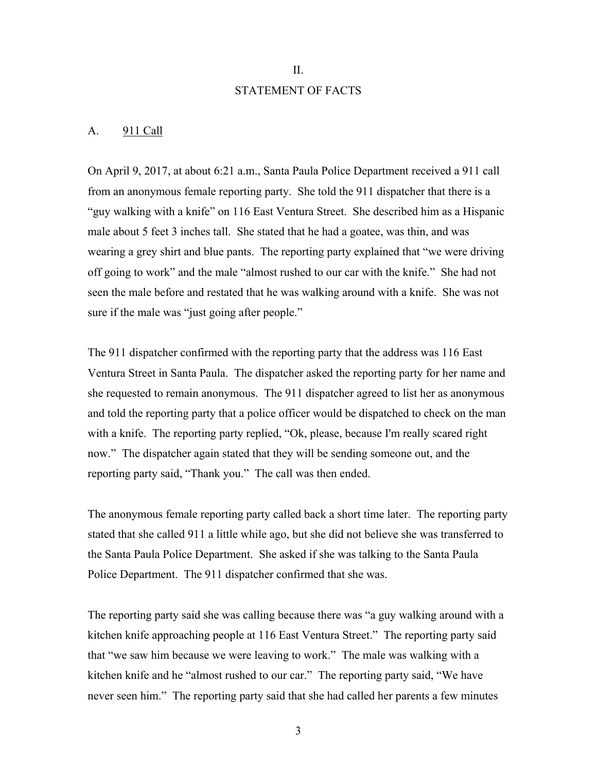## II.

## STATEMENT OF FACTS

### A. 911 Call

On April 9, 2017, at about 6:21 a.m., Santa Paula Police Department received a 911 call from an anonymous female reporting party. She told the 911 dispatcher that there is a "guy walking with a knife" on 116 East Ventura Street. She described him as a Hispanic male about 5 feet 3 inches tall. She stated that he had a goatee, was thin, and was wearing a grey shirt and blue pants. The reporting party explained that "we were driving off going to work" and the male "almost rushed to our car with the knife." She had not seen the male before and restated that he was walking around with a knife. She was not sure if the male was "just going after people."

The 911 dispatcher confirmed with the reporting party that the address was 116 East Ventura Street in Santa Paula. The dispatcher asked the reporting party for her name and she requested to remain anonymous. The 911 dispatcher agreed to list her as anonymous and told the reporting party that a police officer would be dispatched to check on the man with a knife. The reporting party replied, "Ok, please, because I'm really scared right now." The dispatcher again stated that they will be sending someone out, and the reporting party said, "Thank you." The call was then ended.

The anonymous female reporting party called back a short time later. The reporting party stated that she called 911 a little while ago, but she did not believe she was transferred to the Santa Paula Police Department. She asked if she was talking to the Santa Paula Police Department. The 911 dispatcher confirmed that she was.

The reporting party said she was calling because there was "a guy walking around with a kitchen knife approaching people at 116 East Ventura Street." The reporting party said that "we saw him because we were leaving to work." The male was walking with a kitchen knife and he "almost rushed to our car." The reporting party said, "We have never seen him." The reporting party said that she had called her parents a few minutes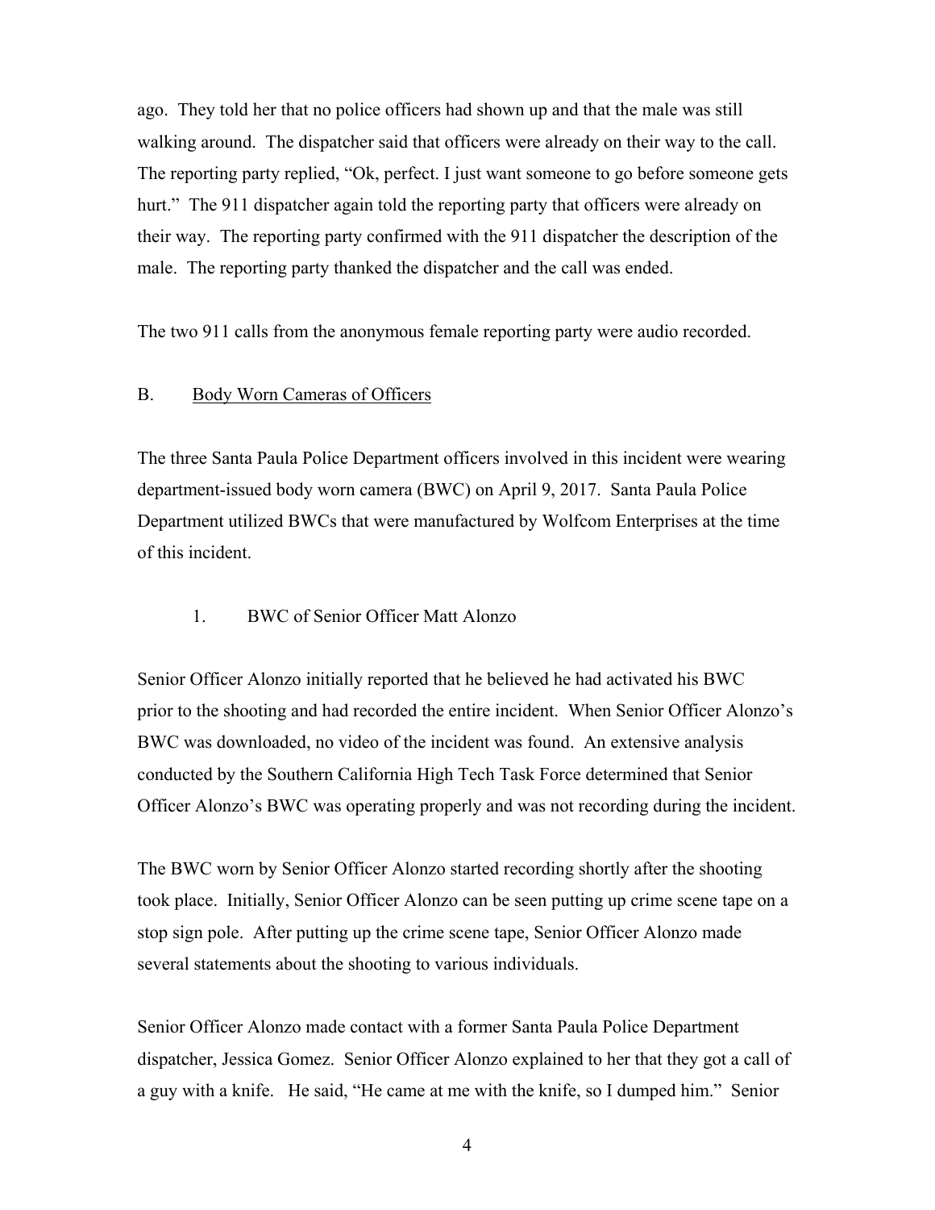ago. They told her that no police officers had shown up and that the male was still walking around. The dispatcher said that officers were already on their way to the call. The reporting party replied, "Ok, perfect. I just want someone to go before someone gets hurt." The 911 dispatcher again told the reporting party that officers were already on their way. The reporting party confirmed with the 911 dispatcher the description of the male. The reporting party thanked the dispatcher and the call was ended.

The two 911 calls from the anonymous female reporting party were audio recorded.

B. <u>Body Worn Cameras of Officers</u>

The three Santa Paula Police Department officers involved in this incident were wearing department-issued body worn camera (BWC) on April 9, 2017. Santa Paula Police Department utilized BWCs that were manufactured by Wolfcom Enterprises at the time of this incident.

1. BWC of Senior Officer Matt Alonzo

Senior Officer Alonzo initially reported that he believed he had activated his BWC prior to the shooting and had recorded the entire incident. When Senior Officer Alonzo's BWC was downloaded, no video of the incident was found. An extensive analysis conducted by the Southern California High Tech Task Force determined that Senior Officer Alonzo's BWC was operating properly and was not recording during the incident.

The BWC worn by Senior Officer Alonzo started recording shortly after the shooting took place. Initially, Senior Officer Alonzo can be seen putting up crime scene tape on a stop sign pole. After putting up the crime scene tape, Senior Officer Alonzo made several statements about the shooting to various individuals.

Senior Officer Alonzo made contact with a former Santa Paula Police Department dispatcher, Jessica Gomez. Senior Officer Alonzo explained to her that they got a call of a guy with a knife. He said, "He came at me with the knife, so I dumped him." Senior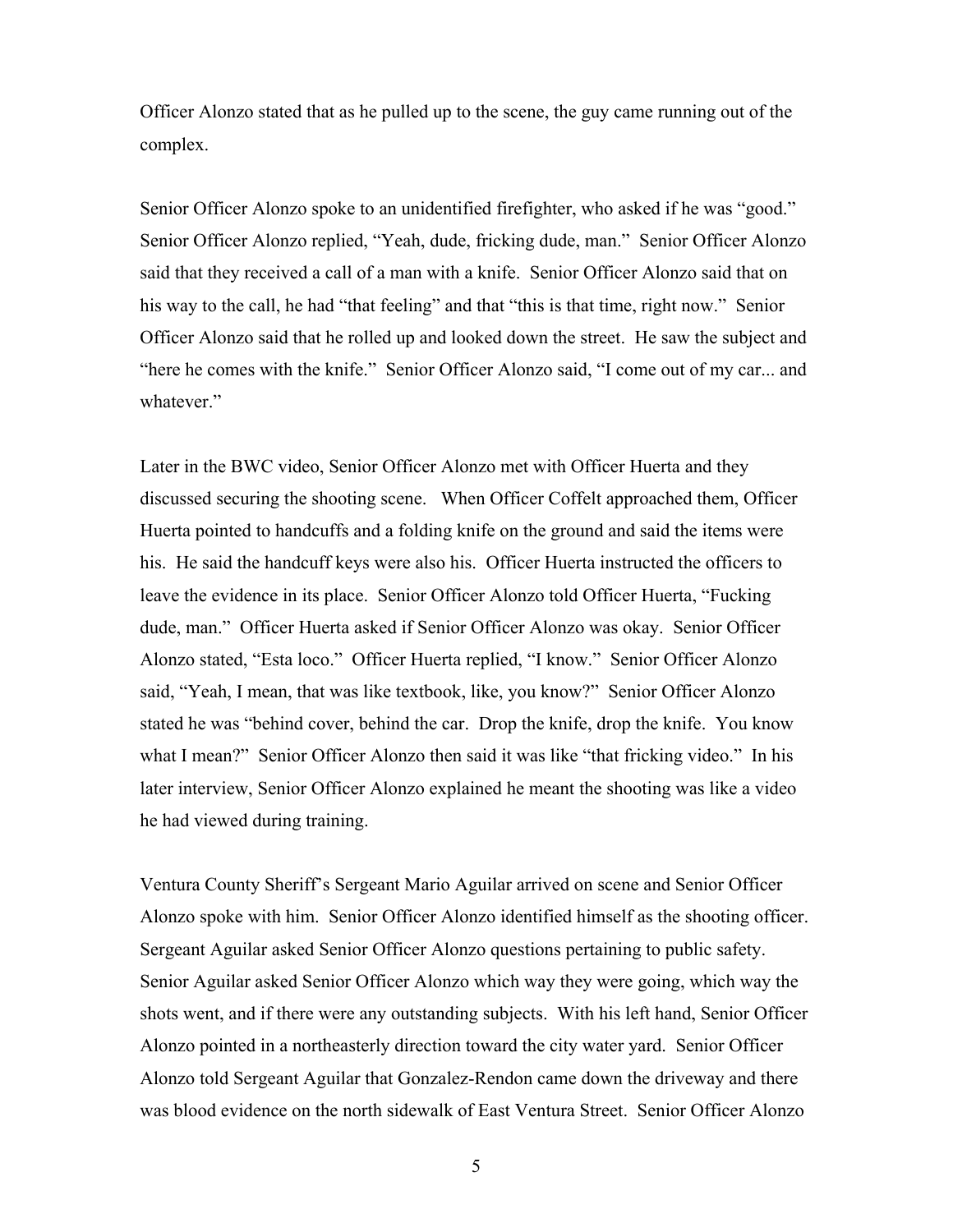Officer Alonzo stated that as he pulled up to the scene, the guy came running out of the complex.

Senior Officer Alonzo spoke to an unidentified firefighter, who asked if he was "good." Senior Officer Alonzo replied, "Yeah, dude, fricking dude, man." Senior Officer Alonzo said that they received a call of a man with a knife. Senior Officer Alonzo said that on his way to the call, he had "that feeling" and that "this is that time, right now." Senior Officer Alonzo said that he rolled up and looked down the street. He saw the subject and "here he comes with the knife." Senior Officer Alonzo said, "I come out of my car... and whatever."

Later in the BWC video, Senior Officer Alonzo met with Officer Huerta and they discussed securing the shooting scene. When Officer Coffelt approached them, Officer Huerta pointed to handcuffs and a folding knife on the ground and said the items were his. He said the handcuff keys were also his. Officer Huerta instructed the officers to leave the evidence in its place. Senior Officer Alonzo told Officer Huerta, "Fucking dude, man." Officer Huerta asked if Senior Officer Alonzo was okay. Senior Officer Alonzo stated, "Esta loco." Officer Huerta replied, "I know." Senior Officer Alonzo said, "Yeah, I mean, that was like textbook, like, you know?" Senior Officer Alonzo stated he was "behind cover, behind the car. Drop the knife, drop the knife. You know what I mean?" Senior Officer Alonzo then said it was like "that fricking video." In his later interview, Senior Officer Alonzo explained he meant the shooting was like a video he had viewed during training.

Ventura County Sheriff's Sergeant Mario Aguilar arrived on scene and Senior Officer Alonzo spoke with him. Senior Officer Alonzo identified himself as the shooting officer. Sergeant Aguilar asked Senior Officer Alonzo questions pertaining to public safety. Senior Aguilar asked Senior Officer Alonzo which way they were going, which way the shots went, and if there were any outstanding subjects. With his left hand, Senior Officer Alonzo pointed in a northeasterly direction toward the city water yard. Senior Officer Alonzo told Sergeant Aguilar that Gonzalez-Rendon came down the driveway and there was blood evidence on the north sidewalk of East Ventura Street. Senior Officer Alonzo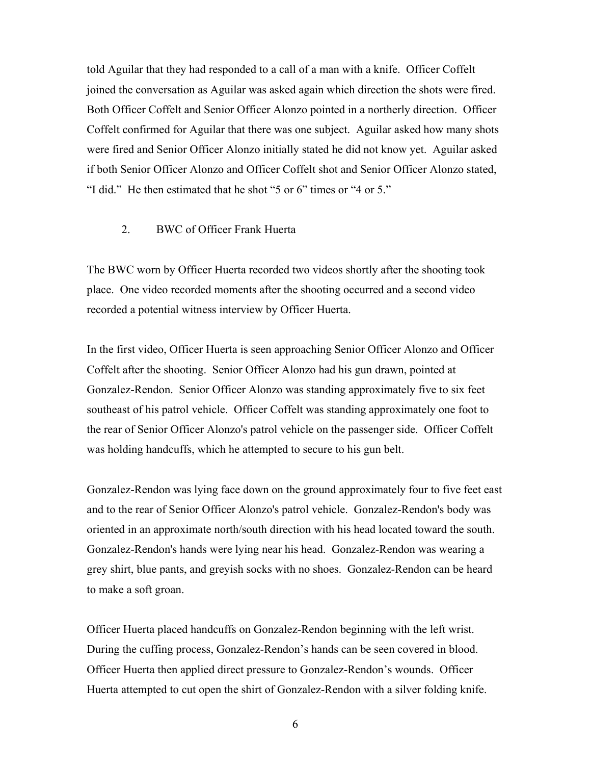told Aguilar that they had responded to a call of a man with a knife. Officer Coffelt joined the conversation as Aguilar was asked again which direction the shots were fired. Both Officer Coffelt and Senior Officer Alonzo pointed in a northerly direction. Officer Coffelt confirmed for Aguilar that there was one subject. Aguilar asked how many shots were fired and Senior Officer Alonzo initially stated he did not know yet. Aguilar asked if both Senior Officer Alonzo and Officer Coffelt shot and Senior Officer Alonzo stated, "I did." He then estimated that he shot "5 or 6" times or "4 or 5."

2. BWC of Officer Frank Huerta

The BWC worn by Officer Huerta recorded two videos shortly after the shooting took place. One video recorded moments after the shooting occurred and a second video recorded a potential witness interview by Officer Huerta.

In the first video, Officer Huerta is seen approaching Senior Officer Alonzo and Officer Coffelt after the shooting. Senior Officer Alonzo had his gun drawn, pointed at Gonzalez-Rendon. Senior Officer Alonzo was standing approximately five to six feet southeast of his patrol vehicle. Officer Coffelt was standing approximately one foot to the rear of Senior Officer Alonzo's patrol vehicle on the passenger side. Officer Coffelt was holding handcuffs, which he attempted to secure to his gun belt.

Gonzalez-Rendon was lying face down on the ground approximately four to five feet east and to the rear of Senior Officer Alonzo's patrol vehicle. Gonzalez-Rendon's body was oriented in an approximate north/south direction with his head located toward the south. Gonzalez-Rendon's hands were lying near his head. Gonzalez-Rendon was wearing a grey shirt, blue pants, and greyish socks with no shoes. Gonzalez-Rendon can be heard to make a soft groan.

Officer Huerta placed handcuffs on Gonzalez-Rendon beginning with the left wrist. During the cuffing process, Gonzalez-Rendon's hands can be seen covered in blood. Officer Huerta then applied direct pressure to Gonzalez-Rendon's wounds. Officer Huerta attempted to cut open the shirt of Gonzalez-Rendon with a silver folding knife.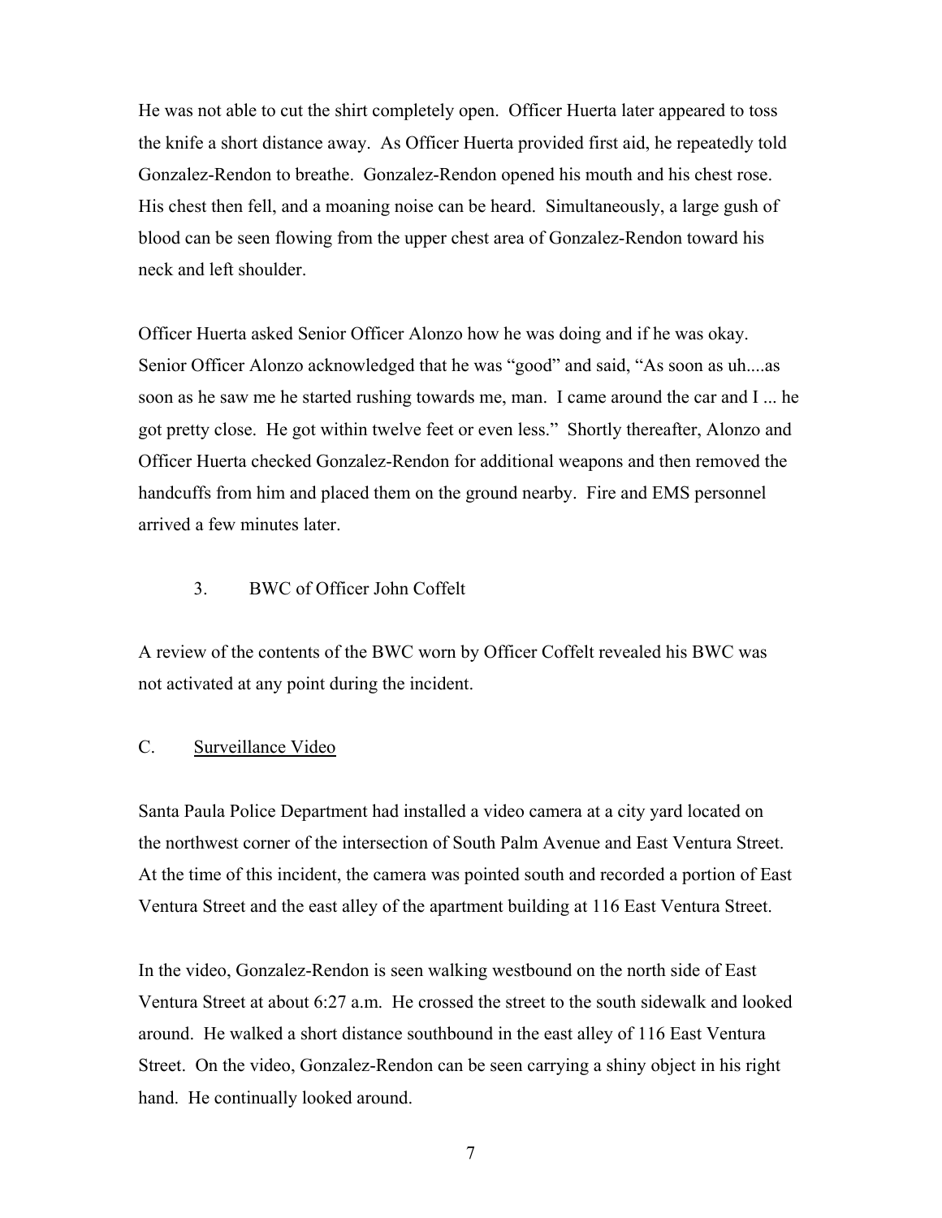He was not able to cut the shirt completely open. Officer Huerta later appeared to toss the knife a short distance away. As Officer Huerta provided first aid, he repeatedly told Gonzalez-Rendon to breathe. Gonzalez-Rendon opened his mouth and his chest rose. His chest then fell, and a moaning noise can be heard. Simultaneously, a large gush of blood can be seen flowing from the upper chest area of Gonzalez-Rendon toward his neck and left shoulder.

Officer Huerta asked Senior Officer Alonzo how he was doing and if he was okay. Senior Officer Alonzo acknowledged that he was "good" and said, "As soon as uh....as soon as he saw me he started rushing towards me, man. I came around the car and I ... he got pretty close. He got within twelve feet or even less." Shortly thereafter, Alonzo and Officer Huerta checked Gonzalez-Rendon for additional weapons and then removed the handcuffs from him and placed them on the ground nearby. Fire and EMS personnel arrived a few minutes later.

### 3. BWC of Officer John Coffelt

A review of the contents of the BWC worn by Officer Coffelt revealed his BWC was not activated at any point during the incident.

## C. Surveillance Video

Santa Paula Police Department had installed a video camera at a city yard located on the northwest corner of the intersection of South Palm Avenue and East Ventura Street. At the time of this incident, the camera was pointed south and recorded a portion of East Ventura Street and the east alley of the apartment building at 116 East Ventura Street.

In the video, Gonzalez-Rendon is seen walking westbound on the north side of East Ventura Street at about 6:27 a.m. He crossed the street to the south sidewalk and looked around. He walked a short distance southbound in the east alley of 116 East Ventura Street. On the video, Gonzalez-Rendon can be seen carrying a shiny object in his right hand. He continually looked around.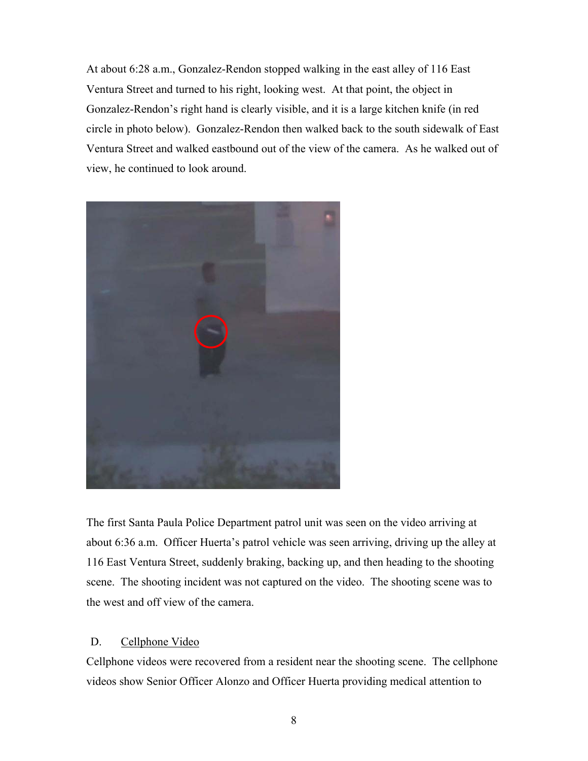At about 6:28 a.m., Gonzalez-Rendon stopped walking in the east alley of 116 East Ventura Street and turned to his right, looking west. At that point, the object in Gonzalez-Rendon's right hand is clearly visible, and it is a large kitchen knife (in red circle in photo below). Gonzalez-Rendon then walked back to the south sidewalk of East Ventura Street and walked eastbound out of the view of the camera. As he walked out of view, he continued to look around.

The first Santa Paula Police Department patrol unit was seen on the video arriving at about 6:36 a.m. Officer Huerta's patrol vehicle was seen arriving, driving up the alley at 116 East Ventura Street, suddenly braking, backing up, and then heading to the shooting scene. The shooting incident was not captured on the video. The shooting scene was to the west and off view of the camera.

## D. Cellphone Video

Cellphone videos were recovered from a resident near the shooting scene. The cellphone videos show Senior Officer Alonzo and Officer Huerta providing medical attention to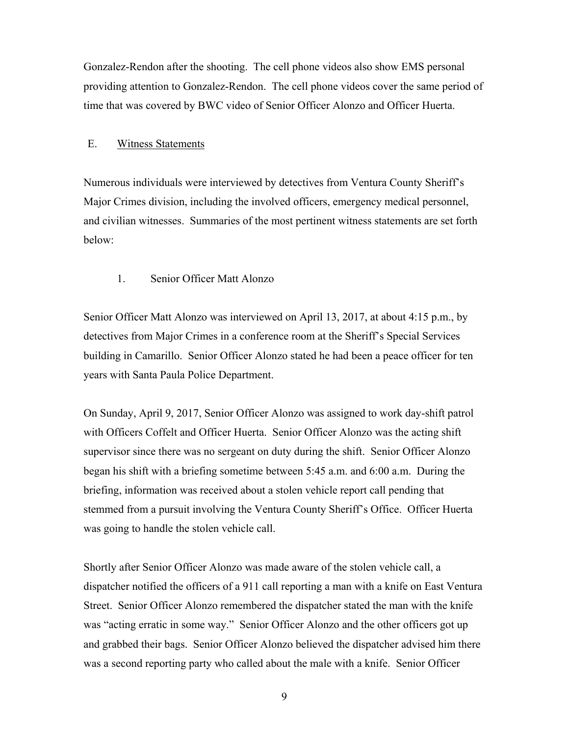Gonzalez-Rendon after the shooting. The cell phone videos also show EMS personal providing attention to Gonzalez-Rendon. The cell phone videos cover the same period of time that was covered by BWC video of Senior Officer Alonzo and Officer Huerta.

## E. Witness Statements

Numerous individuals were interviewed by detectives from Ventura County Sheriff's Major Crimes division, including the involved officers, emergency medical personnel, and civilian witnesses. Summaries of the most pertinent witness statements are set forth below:

### 1. Senior Officer Matt Alonzo

Senior Officer Matt Alonzo was interviewed on April 13, 2017, at about 4:15 p.m., by detectives from Major Crimes in a conference room at the Sheriff's Special Services building in Camarillo. Senior Officer Alonzo stated he had been a peace officer for ten years with Santa Paula Police Department.

On Sunday, April 9, 2017, Senior Officer Alonzo was assigned to work day-shift patrol with Officers Coffelt and Officer Huerta. Senior Officer Alonzo was the acting shift supervisor since there was no sergeant on duty during the shift. Senior Officer Alonzo began his shift with a briefing sometime between 5:45 a.m. and 6:00 a.m. During the briefing, information was received about a stolen vehicle report call pending that stemmed from a pursuit involving the Ventura County Sheriff's Office. Officer Huerta was going to handle the stolen vehicle call.

Shortly after Senior Officer Alonzo was made aware of the stolen vehicle call, a dispatcher notified the officers of a 911 call reporting a man with a knife on East Ventura Street. Senior Officer Alonzo remembered the dispatcher stated the man with the knife was "acting erratic in some way." Senior Officer Alonzo and the other officers got up and grabbed their bags. Senior Officer Alonzo believed the dispatcher advised him there was a second reporting party who called about the male with a knife. Senior Officer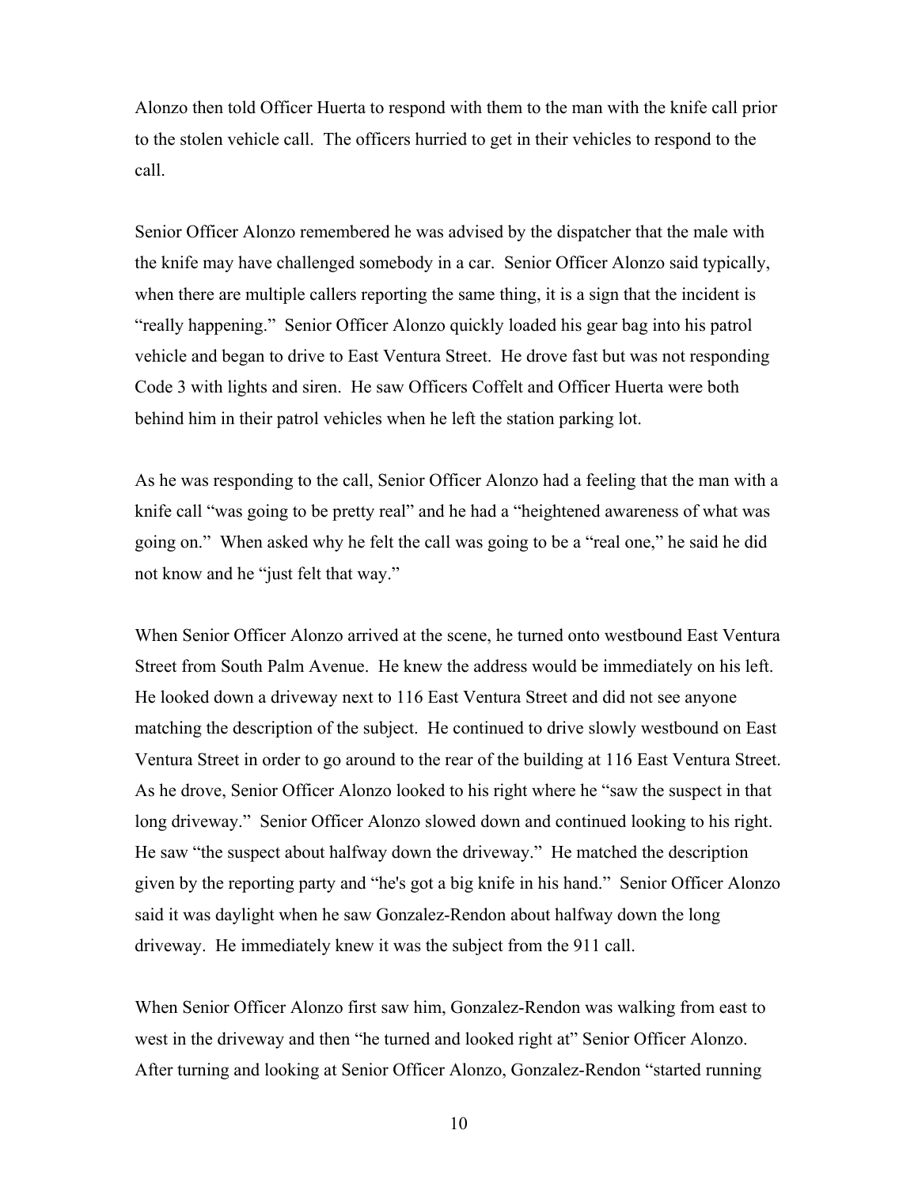Alonzo then told Officer Huerta to respond with them to the man with the knife call prior to the stolen vehicle call. The officers hurried to get in their vehicles to respond to the call.

Senior Officer Alonzo remembered he was advised by the dispatcher that the male with the knife may have challenged somebody in a car. Senior Officer Alonzo said typically, when there are multiple callers reporting the same thing, it is a sign that the incident is "really happening." Senior Officer Alonzo quickly loaded his gear bag into his patrol vehicle and began to drive to East Ventura Street. He drove fast but was not responding Code 3 with lights and siren. He saw Officers Coffelt and Officer Huerta were both behind him in their patrol vehicles when he left the station parking lot.

As he was responding to the call, Senior Officer Alonzo had a feeling that the man with a knife call "was going to be pretty real" and he had a "heightened awareness of what was going on." When asked why he felt the call was going to be a "real one," he said he did not know and he "just felt that way."

When Senior Officer Alonzo arrived at the scene, he turned onto westbound East Ventura Street from South Palm Avenue. He knew the address would be immediately on his left. He looked down a driveway next to 116 East Ventura Street and did not see anyone matching the description of the subject. He continued to drive slowly westbound on East Ventura Street in order to go around to the rear of the building at 116 East Ventura Street. As he drove, Senior Officer Alonzo looked to his right where he "saw the suspect in that long driveway." Senior Officer Alonzo slowed down and continued looking to his right. He saw "the suspect about halfway down the driveway." He matched the description given by the reporting party and "he's got a big knife in his hand." Senior Officer Alonzo said it was daylight when he saw Gonzalez-Rendon about halfway down the long driveway. He immediately knew it was the subject from the 911 call.

When Senior Officer Alonzo first saw him, Gonzalez-Rendon was walking from east to west in the driveway and then "he turned and looked right at" Senior Officer Alonzo. After turning and looking at Senior Officer Alonzo, Gonzalez-Rendon "started running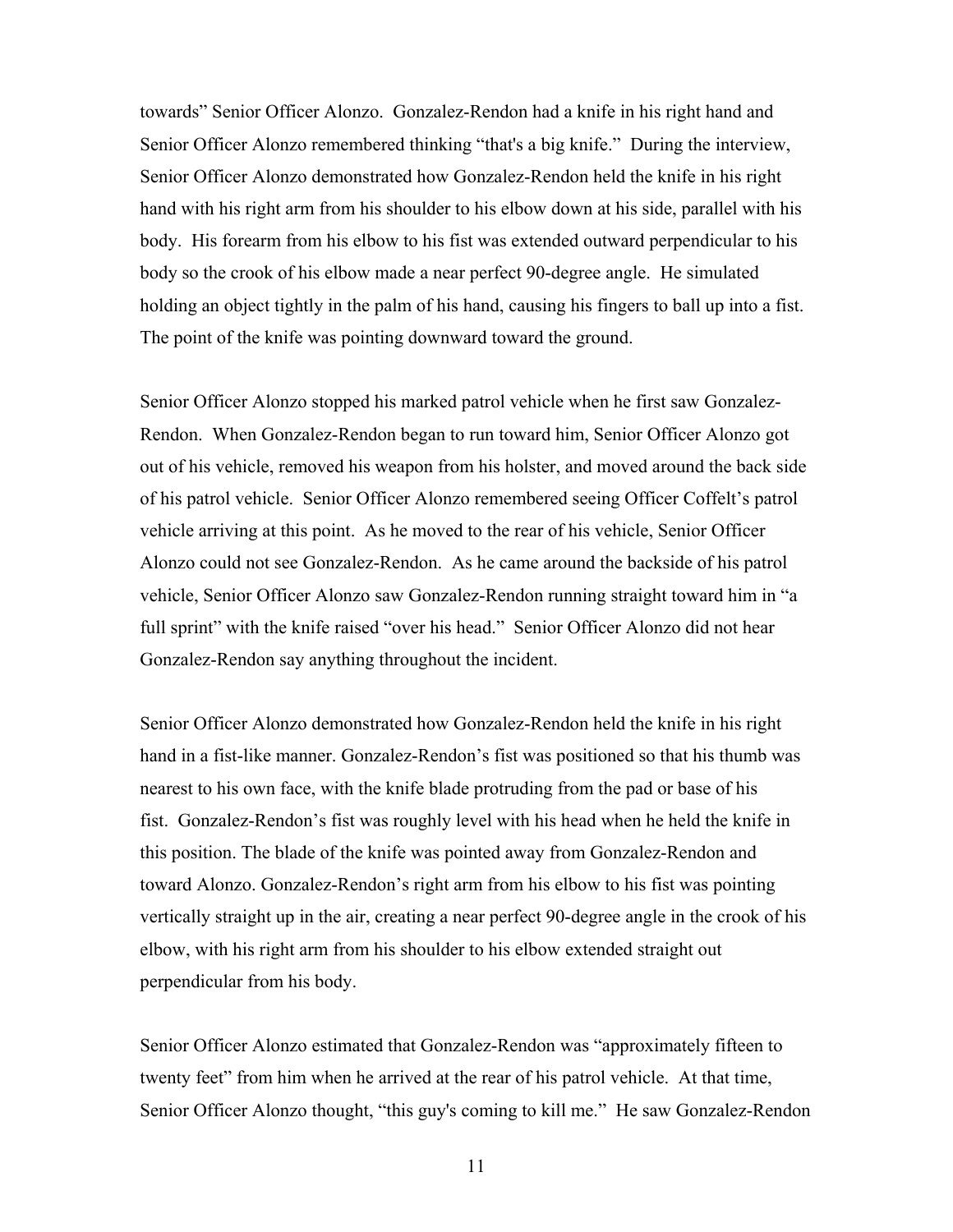towards" Senior Officer Alonzo. Gonzalez-Rendon had a knife in his right hand and Senior Officer Alonzo remembered thinking "that's a big knife." During the interview, Senior Officer Alonzo demonstrated how Gonzalez-Rendon held the knife in his right hand with his right arm from his shoulder to his elbow down at his side, parallel with his body. His forearm from his elbow to his fist was extended outward perpendicular to his body so the crook of his elbow made a near perfect 90-degree angle. He simulated holding an object tightly in the palm of his hand, causing his fingers to ball up into a fist. The point of the knife was pointing downward toward the ground.

Senior Officer Alonzo stopped his marked patrol vehicle when he first saw Gonzalez-Rendon. When Gonzalez-Rendon began to run toward him, Senior Officer Alonzo got out of his vehicle, removed his weapon from his holster, and moved around the back side of his patrol vehicle. Senior Officer Alonzo remembered seeing Officer Coffelt's patrol vehicle arriving at this point. As he moved to the rear of his vehicle, Senior Officer Alonzo could not see Gonzalez-Rendon. As he came around the backside of his patrol vehicle, Senior Officer Alonzo saw Gonzalez-Rendon running straight toward him in "a full sprint" with the knife raised "over his head." Senior Officer Alonzo did not hear Gonzalez-Rendon say anything throughout the incident.

Senior Officer Alonzo demonstrated how Gonzalez-Rendon held the knife in his right hand in a fist-like manner. Gonzalez-Rendon's fist was positioned so that his thumb was nearest to his own face, with the knife blade protruding from the pad or base of his fist. Gonzalez-Rendon's fist was roughly level with his head when he held the knife in this position. The blade of the knife was pointed away from Gonzalez-Rendon and toward Alonzo. Gonzalez-Rendon's right arm from his elbow to his fist was pointing vertically straight up in the air, creating a near perfect 90-degree angle in the crook of his elbow, with his right arm from his shoulder to his elbow extended straight out perpendicular from his body.

Senior Officer Alonzo estimated that Gonzalez-Rendon was "approximately fifteen to twenty feet" from him when he arrived at the rear of his patrol vehicle. At that time, Senior Officer Alonzo thought, "this guy's coming to kill me." He saw Gonzalez-Rendon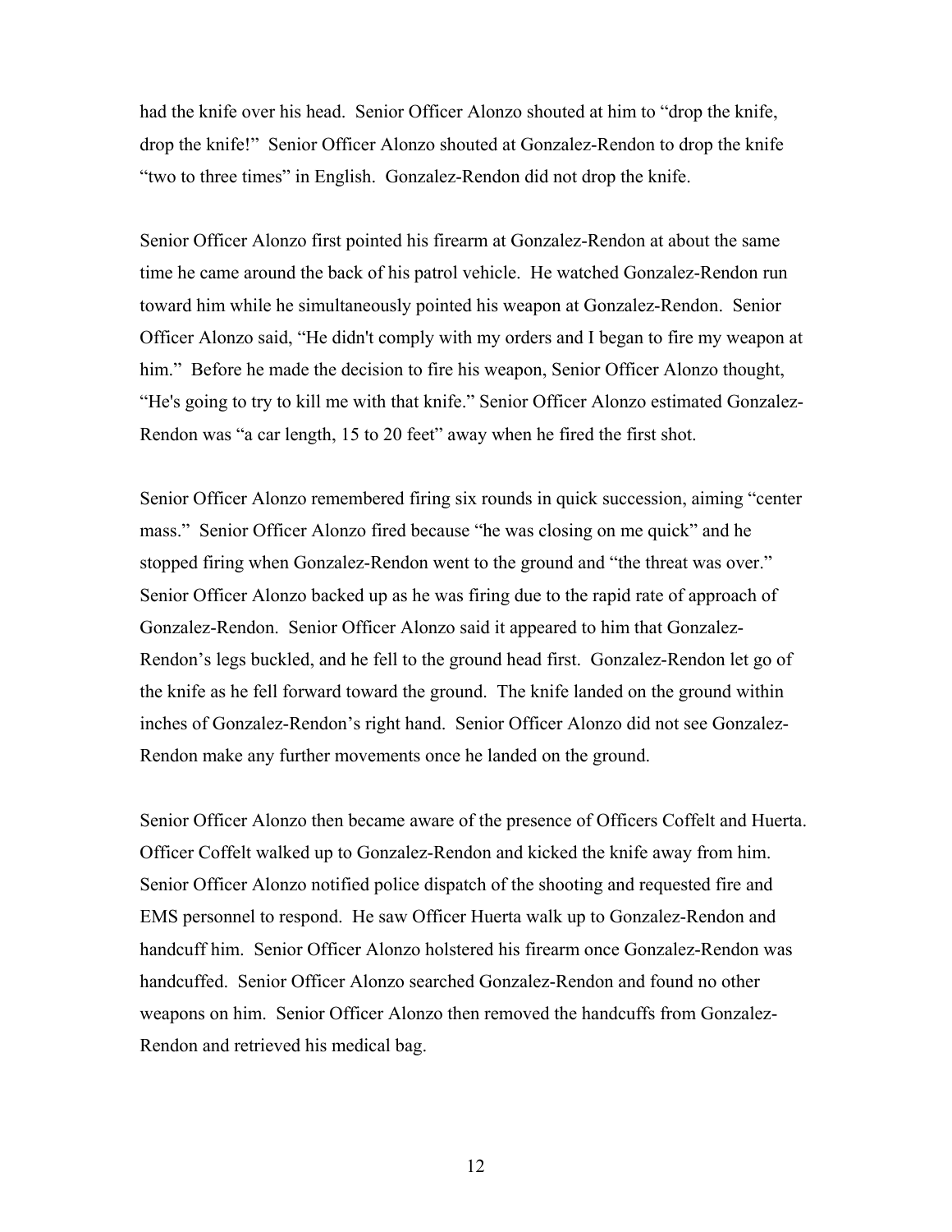had the knife over his head. Senior Officer Alonzo shouted at him to "drop the knife, drop the knife!" Senior Officer Alonzo shouted at Gonzalez-Rendon to drop the knife "two to three times" in English. Gonzalez-Rendon did not drop the knife.

Senior Officer Alonzo first pointed his firearm at Gonzalez-Rendon at about the same time he came around the back of his patrol vehicle. He watched Gonzalez-Rendon run toward him while he simultaneously pointed his weapon at Gonzalez-Rendon. Senior Officer Alonzo said, "He didn't comply with my orders and I began to fire my weapon at him." Before he made the decision to fire his weapon, Senior Officer Alonzo thought, "He's going to try to kill me with that knife." Senior Officer Alonzo estimated Gonzalez-Rendon was "a car length, 15 to 20 feet" away when he fired the first shot.

Senior Officer Alonzo remembered firing six rounds in quick succession, aiming "center mass." Senior Officer Alonzo fired because "he was closing on me quick" and he stopped firing when Gonzalez-Rendon went to the ground and "the threat was over." Senior Officer Alonzo backed up as he was firing due to the rapid rate of approach of Gonzalez-Rendon. Senior Officer Alonzo said it appeared to him that Gonzalez-Rendon's legs buckled, and he fell to the ground head first. Gonzalez-Rendon let go of the knife as he fell forward toward the ground. The knife landed on the ground within inches of Gonzalez-Rendon's right hand. Senior Officer Alonzo did not see Gonzalez-Rendon make any further movements once he landed on the ground.

Senior Officer Alonzo then became aware of the presence of Officers Coffelt and Huerta. Officer Coffelt walked up to Gonzalez-Rendon and kicked the knife away from him. Senior Officer Alonzo notified police dispatch of the shooting and requested fire and EMS personnel to respond. He saw Officer Huerta walk up to Gonzalez-Rendon and handcuff him. Senior Officer Alonzo holstered his firearm once Gonzalez-Rendon was handcuffed. Senior Officer Alonzo searched Gonzalez-Rendon and found no other weapons on him. Senior Officer Alonzo then removed the handcuffs from Gonzalez-Rendon and retrieved his medical bag.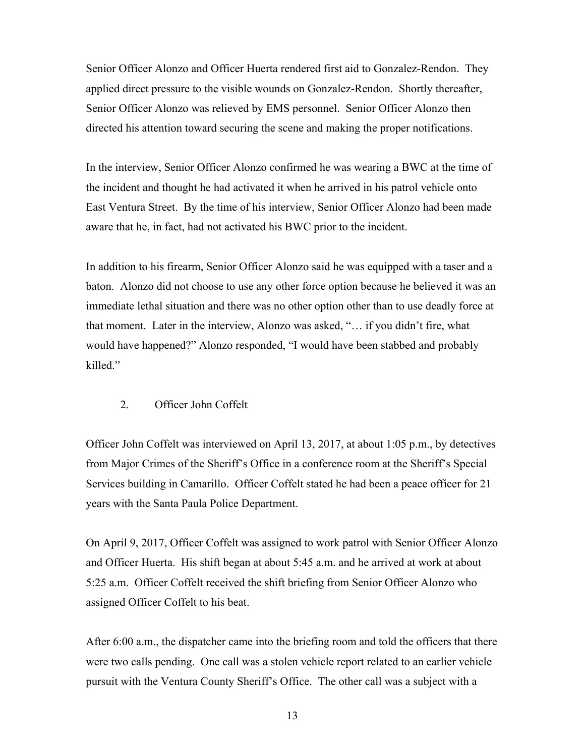Senior Officer Alonzo and Officer Huerta rendered first aid to Gonzalez-Rendon. They applied direct pressure to the visible wounds on Gonzalez-Rendon. Shortly thereafter, Senior Officer Alonzo was relieved by EMS personnel. Senior Officer Alonzo then directed his attention toward securing the scene and making the proper notifications.

In the interview, Senior Officer Alonzo confirmed he was wearing a BWC at the time of the incident and thought he had activated it when he arrived in his patrol vehicle onto East Ventura Street. By the time of his interview, Senior Officer Alonzo had been made aware that he, in fact, had not activated his BWC prior to the incident.

In addition to his firearm, Senior Officer Alonzo said he was equipped with a taser and a baton. Alonzo did not choose to use any other force option because he believed it was an immediate lethal situation and there was no other option other than to use deadly force at that moment. Later in the interview, Alonzo was asked, "… if you didn't fire, what would have happened?" Alonzo responded, "I would have been stabbed and probably killed."

### 2. Officer John Coffelt

Officer John Coffelt was interviewed on April 13, 2017, at about 1:05 p.m., by detectives from Major Crimes of the Sheriff's Office in a conference room at the Sheriff's Special Services building in Camarillo. Officer Coffelt stated he had been a peace officer for 21 years with the Santa Paula Police Department.

On April 9, 2017, Officer Coffelt was assigned to work patrol with Senior Officer Alonzo and Officer Huerta. His shift began at about 5:45 a.m. and he arrived at work at about 5:25 a.m. Officer Coffelt received the shift briefing from Senior Officer Alonzo who assigned Officer Coffelt to his beat.

After 6:00 a.m., the dispatcher came into the briefing room and told the officers that there were two calls pending. One call was a stolen vehicle report related to an earlier vehicle pursuit with the Ventura County Sheriff's Office. The other call was a subject with a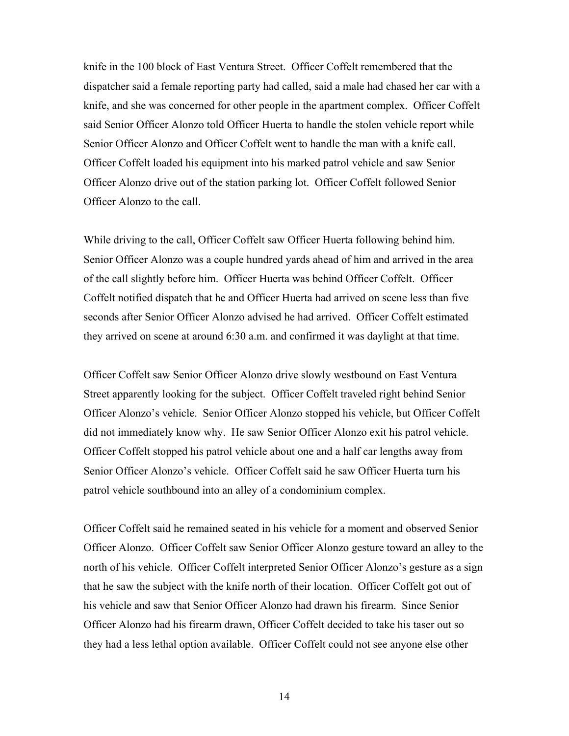knife in the 100 block of East Ventura Street. Officer Coffelt remembered that the dispatcher said a female reporting party had called, said a male had chased her car with a knife, and she was concerned for other people in the apartment complex. Officer Coffelt said Senior Officer Alonzo told Officer Huerta to handle the stolen vehicle report while Senior Officer Alonzo and Officer Coffelt went to handle the man with a knife call. Officer Coffelt loaded his equipment into his marked patrol vehicle and saw Senior Officer Alonzo drive out of the station parking lot. Officer Coffelt followed Senior Officer Alonzo to the call.

While driving to the call, Officer Coffelt saw Officer Huerta following behind him. Senior Officer Alonzo was a couple hundred yards ahead of him and arrived in the area of the call slightly before him. Officer Huerta was behind Officer Coffelt. Officer Coffelt notified dispatch that he and Officer Huerta had arrived on scene less than five seconds after Senior Officer Alonzo advised he had arrived. Officer Coffelt estimated they arrived on scene at around 6:30 a.m. and confirmed it was daylight at that time.

Officer Coffelt saw Senior Officer Alonzo drive slowly westbound on East Ventura Street apparently looking for the subject. Officer Coffelt traveled right behind Senior Officer Alonzo's vehicle. Senior Officer Alonzo stopped his vehicle, but Officer Coffelt did not immediately know why. He saw Senior Officer Alonzo exit his patrol vehicle. Officer Coffelt stopped his patrol vehicle about one and a half car lengths away from Senior Officer Alonzo's vehicle. Officer Coffelt said he saw Officer Huerta turn his patrol vehicle southbound into an alley of a condominium complex.

Officer Coffelt said he remained seated in his vehicle for a moment and observed Senior Officer Alonzo. Officer Coffelt saw Senior Officer Alonzo gesture toward an alley to the north of his vehicle. Officer Coffelt interpreted Senior Officer Alonzo's gesture as a sign that he saw the subject with the knife north of their location. Officer Coffelt got out of his vehicle and saw that Senior Officer Alonzo had drawn his firearm. Since Senior Officer Alonzo had his firearm drawn, Officer Coffelt decided to take his taser out so they had a less lethal option available. Officer Coffelt could not see anyone else other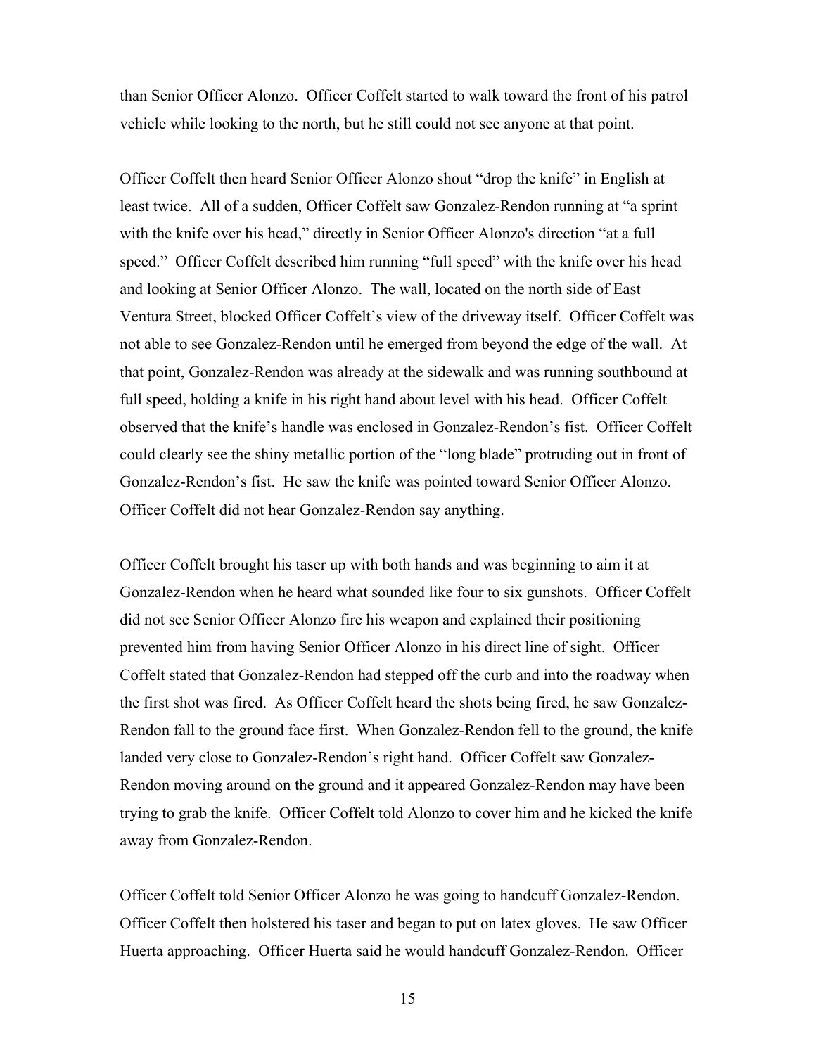than Senior Officer Alonzo. Officer Coffelt started to walk toward the front of his patrol vehicle while looking to the north, but he still could not see anyone at that point.

Officer Coffelt then heard Senior Officer Alonzo shout "drop the knife" in English at least twice. All of a sudden, Officer Coffelt saw Gonzalez-Rendon running at "a sprint with the knife over his head," directly in Senior Officer Alonzo's direction "at a full speed." Officer Coffelt described him running "full speed" with the knife over his head and looking at Senior Officer Alonzo. The wall, located on the north side of East Ventura Street, blocked Officer Coffelt's view of the driveway itself. Officer Coffelt was not able to see Gonzalez-Rendon until he emerged from beyond the edge of the wall. At that point, Gonzalez-Rendon was already at the sidewalk and was running southbound at full speed, holding a knife in his right hand about level with his head. Officer Coffelt observed that the knife's handle was enclosed in Gonzalez-Rendon's fist. Officer Coffelt could clearly see the shiny metallic portion of the "long blade" protruding out in front of Gonzalez-Rendon's fist. He saw the knife was pointed toward Senior Officer Alonzo. Officer Coffelt did not hear Gonzalez-Rendon say anything.

Officer Coffelt brought his taser up with both hands and was beginning to aim it at Gonzalez-Rendon when he heard what sounded like four to six gunshots. Officer Coffelt did not see Senior Officer Alonzo fire his weapon and explained their positioning prevented him from having Senior Officer Alonzo in his direct line of sight. Officer Coffelt stated that Gonzalez-Rendon had stepped off the curb and into the roadway when the first shot was fired. As Officer Coffelt heard the shots being fired, he saw Gonzalez-Rendon fall to the ground face first. When Gonzalez-Rendon fell to the ground, the knife landed very close to Gonzalez-Rendon's right hand. Officer Coffelt saw Gonzalez-Rendon moving around on the ground and it appeared Gonzalez-Rendon may have been trying to grab the knife. Officer Coffelt told Alonzo to cover him and he kicked the knife away from Gonzalez-Rendon.

Officer Coffelt told Senior Officer Alonzo he was going to handcuff Gonzalez-Rendon. Officer Coffelt then holstered his taser and began to put on latex gloves. He saw Officer Huerta approaching. Officer Huerta said he would handcuff Gonzalez-Rendon. Officer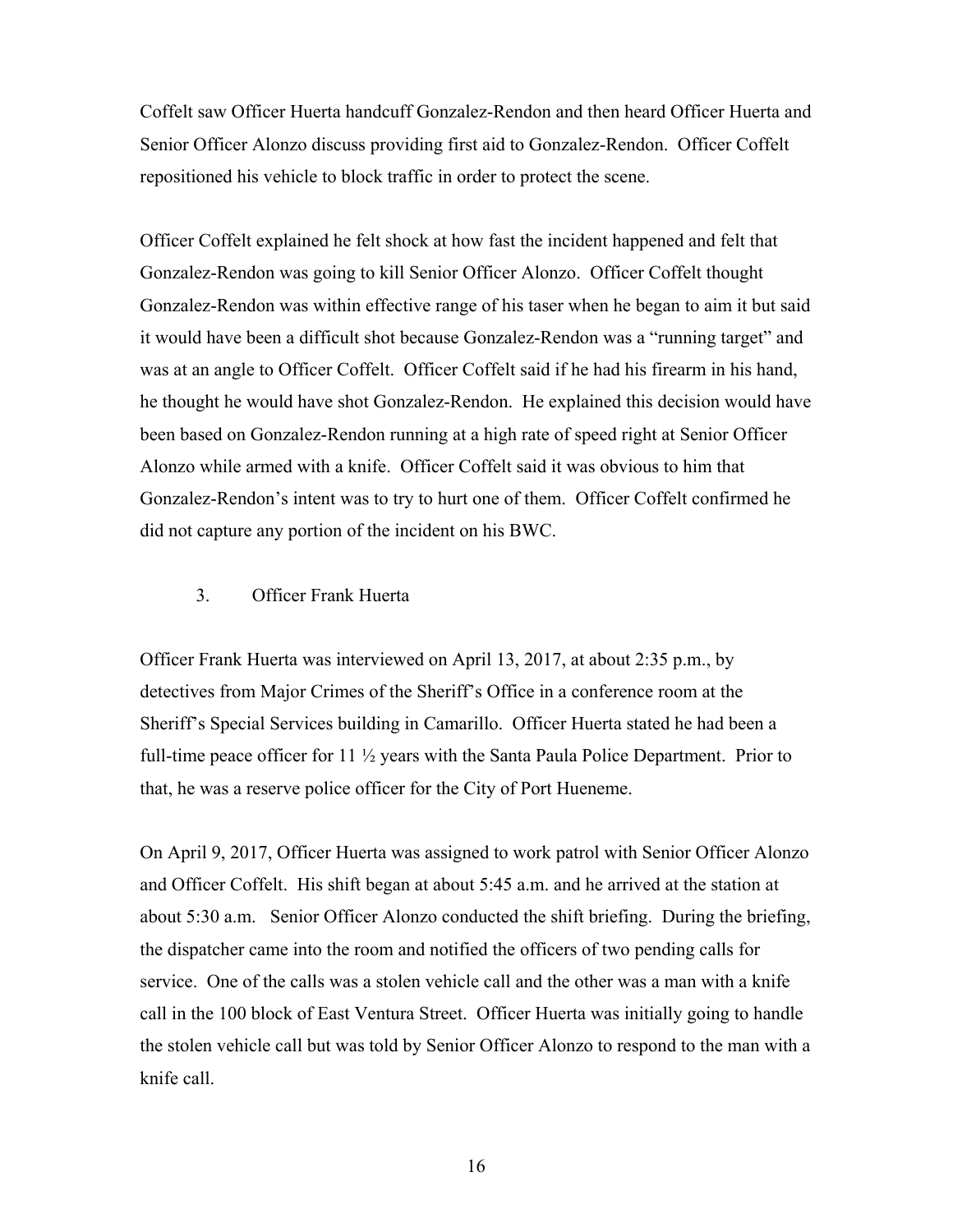Coffelt saw Officer Huerta handcuff Gonzalez-Rendon and then heard Officer Huerta and Senior Officer Alonzo discuss providing first aid to Gonzalez-Rendon. Officer Coffelt repositioned his vehicle to block traffic in order to protect the scene.

Officer Coffelt explained he felt shock at how fast the incident happened and felt that Gonzalez-Rendon was going to kill Senior Officer Alonzo. Officer Coffelt thought Gonzalez-Rendon was within effective range of his taser when he began to aim it but said it would have been a difficult shot because Gonzalez-Rendon was a "running target" and was at an angle to Officer Coffelt. Officer Coffelt said if he had his firearm in his hand, he thought he would have shot Gonzalez-Rendon. He explained this decision would have been based on Gonzalez-Rendon running at a high rate of speed right at Senior Officer Alonzo while armed with a knife. Officer Coffelt said it was obvious to him that Gonzalez-Rendon's intent was to try to hurt one of them. Officer Coffelt confirmed he did not capture any portion of the incident on his BWC.

### 3. Officer Frank Huerta

Officer Frank Huerta was interviewed on April 13, 2017, at about 2:35 p.m., by detectives from Major Crimes of the Sheriff's Office in a conference room at the Sheriff's Special Services building in Camarillo. Officer Huerta stated he had been a full-time peace officer for 11 ½ years with the Santa Paula Police Department. Prior to that, he was a reserve police officer for the City of Port Hueneme.

On April 9, 2017, Officer Huerta was assigned to work patrol with Senior Officer Alonzo and Officer Coffelt. His shift began at about 5:45 a.m. and he arrived at the station at about 5:30 a.m. Senior Officer Alonzo conducted the shift briefing. During the briefing, the dispatcher came into the room and notified the officers of two pending calls for service. One of the calls was a stolen vehicle call and the other was a man with a knife call in the 100 block of East Ventura Street. Officer Huerta was initially going to handle the stolen vehicle call but was told by Senior Officer Alonzo to respond to the man with a knife call.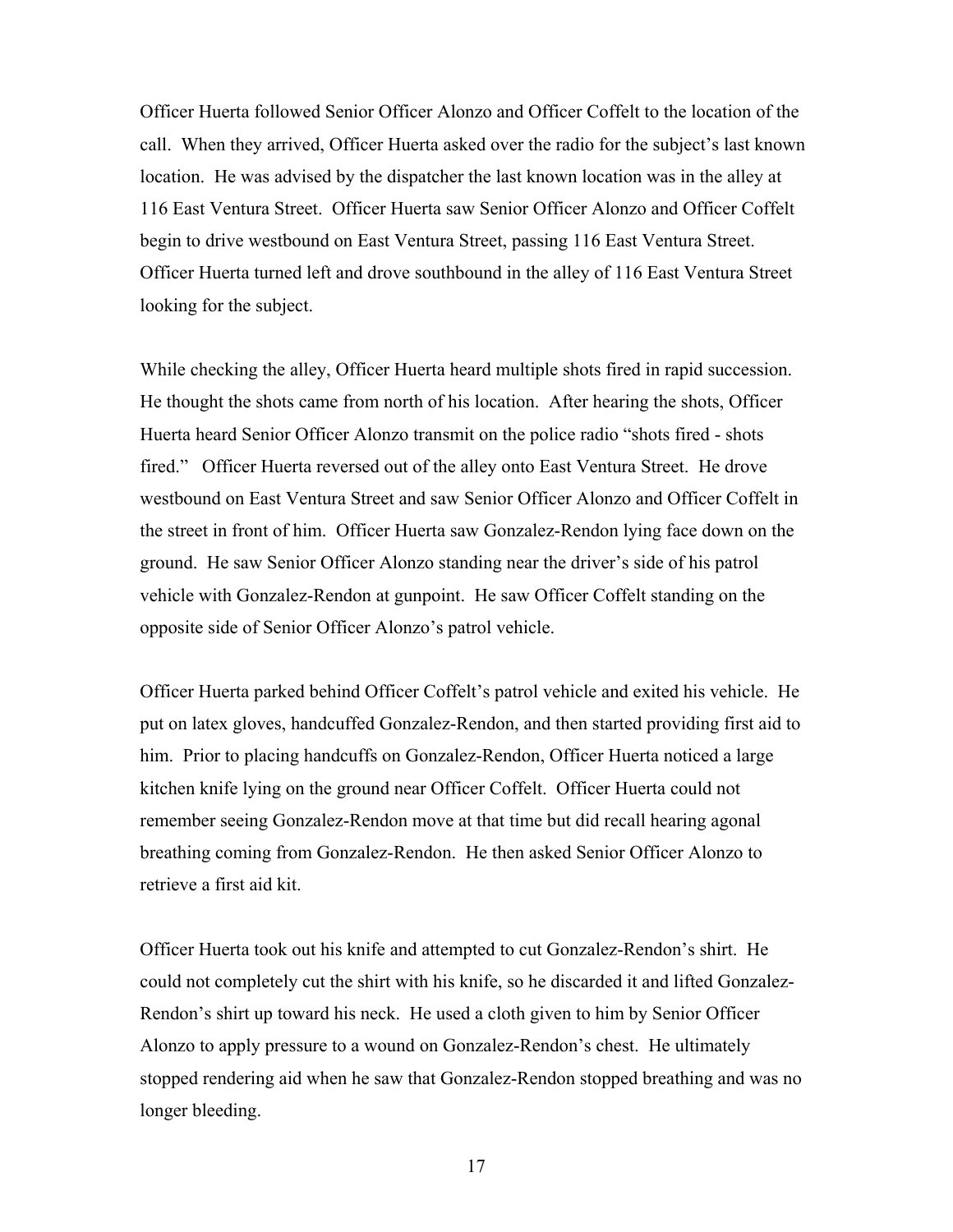Officer Huerta followed Senior Officer Alonzo and Officer Coffelt to the location of the call. When they arrived, Officer Huerta asked over the radio for the subject's last known location. He was advised by the dispatcher the last known location was in the alley at 116 East Ventura Street. Officer Huerta saw Senior Officer Alonzo and Officer Coffelt begin to drive westbound on East Ventura Street, passing 116 East Ventura Street. Officer Huerta turned left and drove southbound in the alley of 116 East Ventura Street looking for the subject.

While checking the alley, Officer Huerta heard multiple shots fired in rapid succession. He thought the shots came from north of his location. After hearing the shots, Officer Huerta heard Senior Officer Alonzo transmit on the police radio "shots fired - shots fired." Officer Huerta reversed out of the alley onto East Ventura Street. He drove westbound on East Ventura Street and saw Senior Officer Alonzo and Officer Coffelt in the street in front of him. Officer Huerta saw Gonzalez-Rendon lying face down on the ground. He saw Senior Officer Alonzo standing near the driver's side of his patrol vehicle with Gonzalez-Rendon at gunpoint. He saw Officer Coffelt standing on the opposite side of Senior Officer Alonzo's patrol vehicle.

Officer Huerta parked behind Officer Coffelt's patrol vehicle and exited his vehicle. He put on latex gloves, handcuffed Gonzalez-Rendon, and then started providing first aid to him. Prior to placing handcuffs on Gonzalez-Rendon, Officer Huerta noticed a large kitchen knife lying on the ground near Officer Coffelt. Officer Huerta could not remember seeing Gonzalez-Rendon move at that time but did recall hearing agonal breathing coming from Gonzalez-Rendon. He then asked Senior Officer Alonzo to retrieve a first aid kit.

Officer Huerta took out his knife and attempted to cut Gonzalez-Rendon's shirt. He could not completely cut the shirt with his knife, so he discarded it and lifted Gonzalez-Rendon's shirt up toward his neck. He used a cloth given to him by Senior Officer Alonzo to apply pressure to a wound on Gonzalez-Rendon's chest. He ultimately stopped rendering aid when he saw that Gonzalez-Rendon stopped breathing and was no longer bleeding.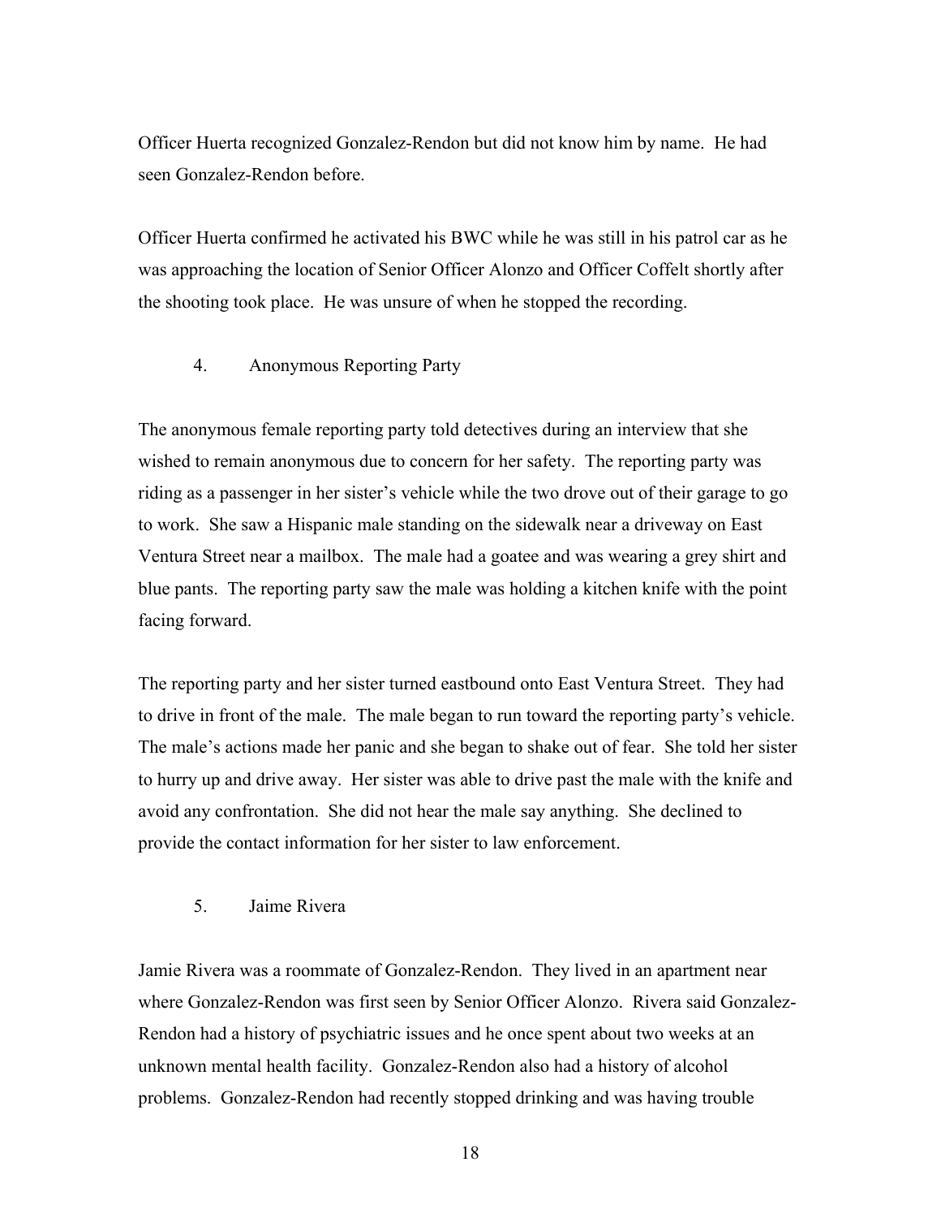Officer Huerta recognized Gonzalez-Rendon but did not know him by name. He had seen Gonzalez-Rendon before.

Officer Huerta confirmed he activated his BWC while he was still in his patrol car as he was approaching the location of Senior Officer Alonzo and Officer Coffelt shortly after the shooting took place. He was unsure of when he stopped the recording.

4. Anonymous Reporting Party

The anonymous female reporting party told detectives during an interview that she wished to remain anonymous due to concern for her safety. The reporting party was riding as a passenger in her sister's vehicle while the two drove out of their garage to go to work. She saw a Hispanic male standing on the sidewalk near a driveway on East Ventura Street near a mailbox. The male had a goatee and was wearing a grey shirt and blue pants. The reporting party saw the male was holding a kitchen knife with the point facing forward.

The reporting party and her sister turned eastbound onto East Ventura Street. They had to drive in front of the male. The male began to run toward the reporting party's vehicle. The male's actions made her panic and she began to shake out of fear. She told her sister to hurry up and drive away. Her sister was able to drive past the male with the knife and avoid any confrontation. She did not hear the male say anything. She declined to provide the contact information for her sister to law enforcement.

5. Jaime Rivera

Jamie Rivera was a roommate of Gonzalez-Rendon. They lived in an apartment near where Gonzalez-Rendon was first seen by Senior Officer Alonzo. Rivera said Gonzalez-Rendon had a history of psychiatric issues and he once spent about two weeks at an unknown mental health facility. Gonzalez-Rendon also had a history of alcohol problems. Gonzalez-Rendon had recently stopped drinking and was having trouble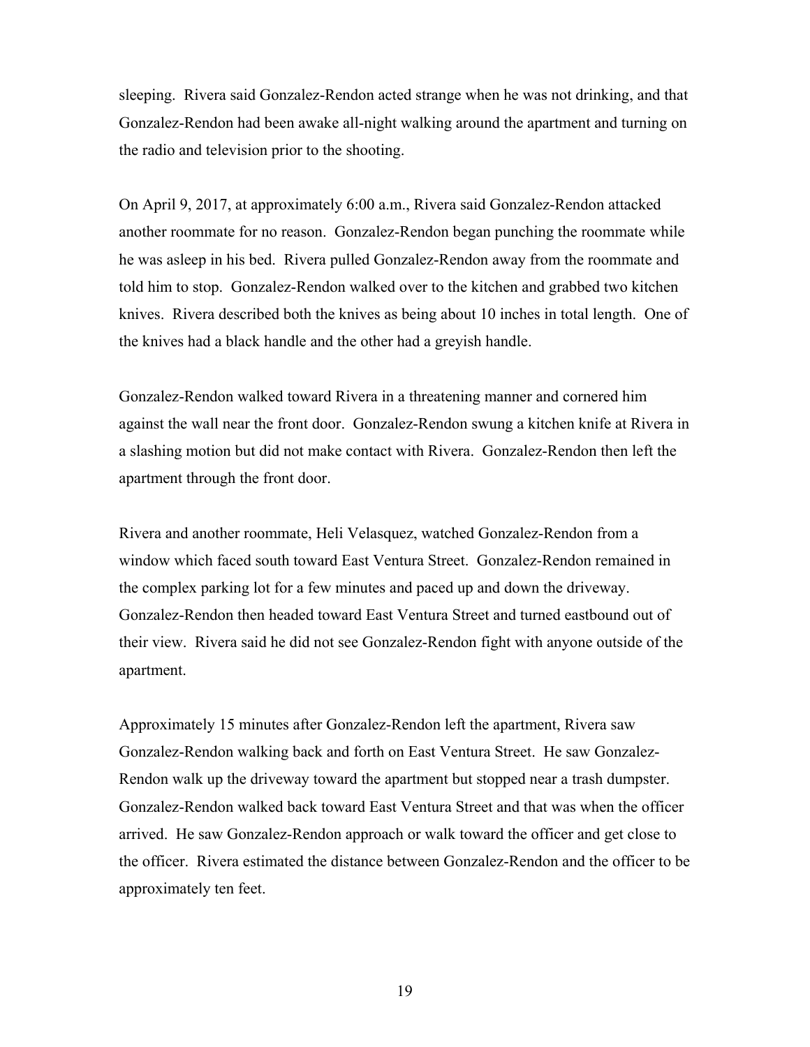sleeping. Rivera said Gonzalez-Rendon acted strange when he was not drinking, and that Gonzalez-Rendon had been awake all-night walking around the apartment and turning on the radio and television prior to the shooting.

On April 9, 2017, at approximately 6:00 a.m., Rivera said Gonzalez-Rendon attacked another roommate for no reason. Gonzalez-Rendon began punching the roommate while he was asleep in his bed. Rivera pulled Gonzalez-Rendon away from the roommate and told him to stop. Gonzalez-Rendon walked over to the kitchen and grabbed two kitchen knives. Rivera described both the knives as being about 10 inches in total length. One of the knives had a black handle and the other had a greyish handle.

Gonzalez-Rendon walked toward Rivera in a threatening manner and cornered him against the wall near the front door. Gonzalez-Rendon swung a kitchen knife at Rivera in a slashing motion but did not make contact with Rivera. Gonzalez-Rendon then left the apartment through the front door.

Rivera and another roommate, Heli Velasquez, watched Gonzalez-Rendon from a window which faced south toward East Ventura Street. Gonzalez-Rendon remained in the complex parking lot for a few minutes and paced up and down the driveway. Gonzalez-Rendon then headed toward East Ventura Street and turned eastbound out of their view. Rivera said he did not see Gonzalez-Rendon fight with anyone outside of the apartment.

Approximately 15 minutes after Gonzalez-Rendon left the apartment, Rivera saw Gonzalez-Rendon walking back and forth on East Ventura Street. He saw Gonzalez-Rendon walk up the driveway toward the apartment but stopped near a trash dumpster. Gonzalez-Rendon walked back toward East Ventura Street and that was when the officer arrived. He saw Gonzalez-Rendon approach or walk toward the officer and get close to the officer. Rivera estimated the distance between Gonzalez-Rendon and the officer to be approximately ten feet.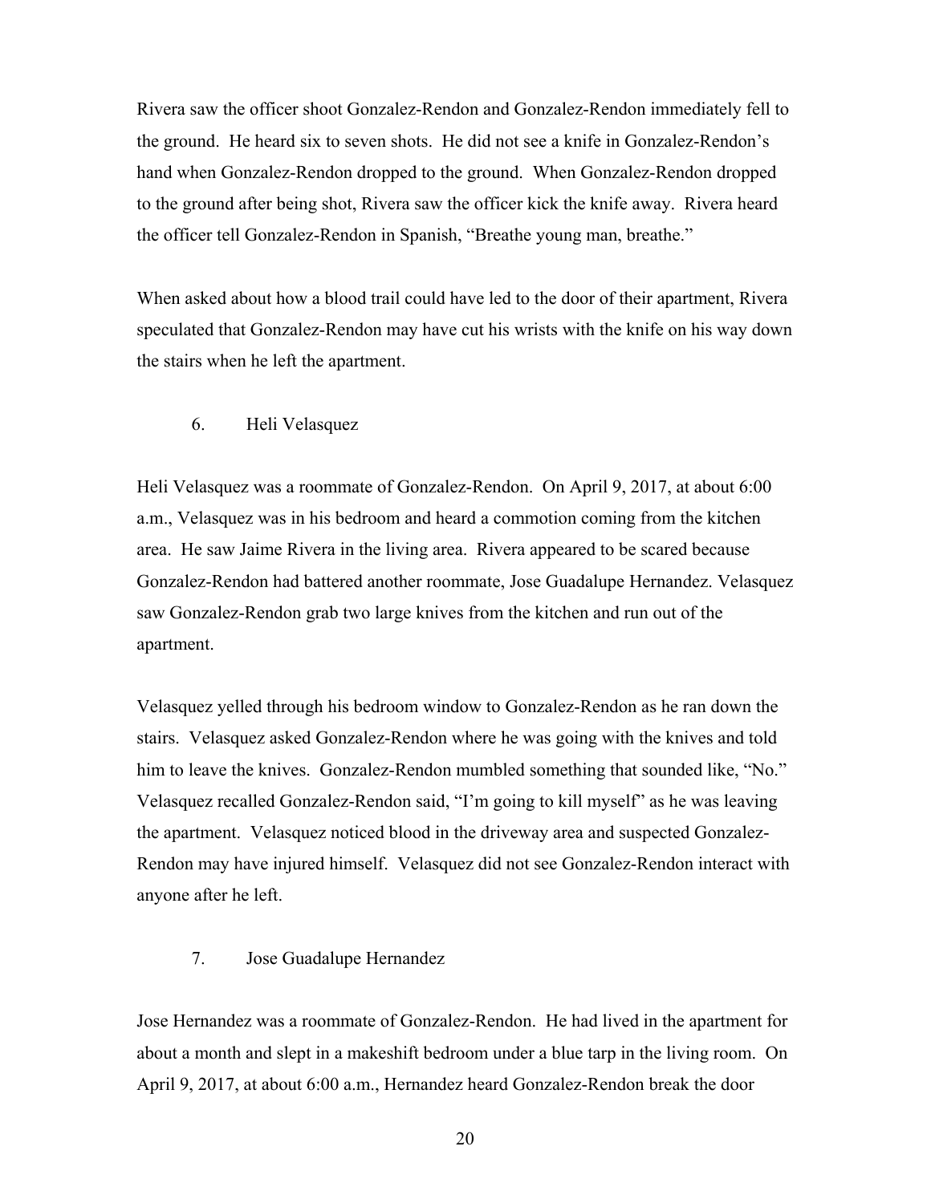Rivera saw the officer shoot Gonzalez-Rendon and Gonzalez-Rendon immediately fell to the ground. He heard six to seven shots. He did not see a knife in Gonzalez-Rendon's hand when Gonzalez-Rendon dropped to the ground. When Gonzalez-Rendon dropped to the ground after being shot, Rivera saw the officer kick the knife away. Rivera heard the officer tell Gonzalez-Rendon in Spanish, "Breathe young man, breathe."

When asked about how a blood trail could have led to the door of their apartment, Rivera speculated that Gonzalez-Rendon may have cut his wrists with the knife on his way down the stairs when he left the apartment.

6. Heli Velasquez

Heli Velasquez was a roommate of Gonzalez-Rendon. On April 9, 2017, at about 6:00 a.m., Velasquez was in his bedroom and heard a commotion coming from the kitchen area. He saw Jaime Rivera in the living area. Rivera appeared to be scared because Gonzalez-Rendon had battered another roommate, Jose Guadalupe Hernandez. Velasquez saw Gonzalez-Rendon grab two large knives from the kitchen and run out of the apartment.

Velasquez yelled through his bedroom window to Gonzalez-Rendon as he ran down the stairs. Velasquez asked Gonzalez-Rendon where he was going with the knives and told him to leave the knives. Gonzalez-Rendon mumbled something that sounded like, "No." Velasquez recalled Gonzalez-Rendon said, "I'm going to kill myself" as he was leaving the apartment. Velasquez noticed blood in the driveway area and suspected Gonzalez-Rendon may have injured himself. Velasquez did not see Gonzalez-Rendon interact with anyone after he left.

7. Jose Guadalupe Hernandez

Jose Hernandez was a roommate of Gonzalez-Rendon. He had lived in the apartment for about a month and slept in a makeshift bedroom under a blue tarp in the living room. On April 9, 2017, at about 6:00 a.m., Hernandez heard Gonzalez-Rendon break the door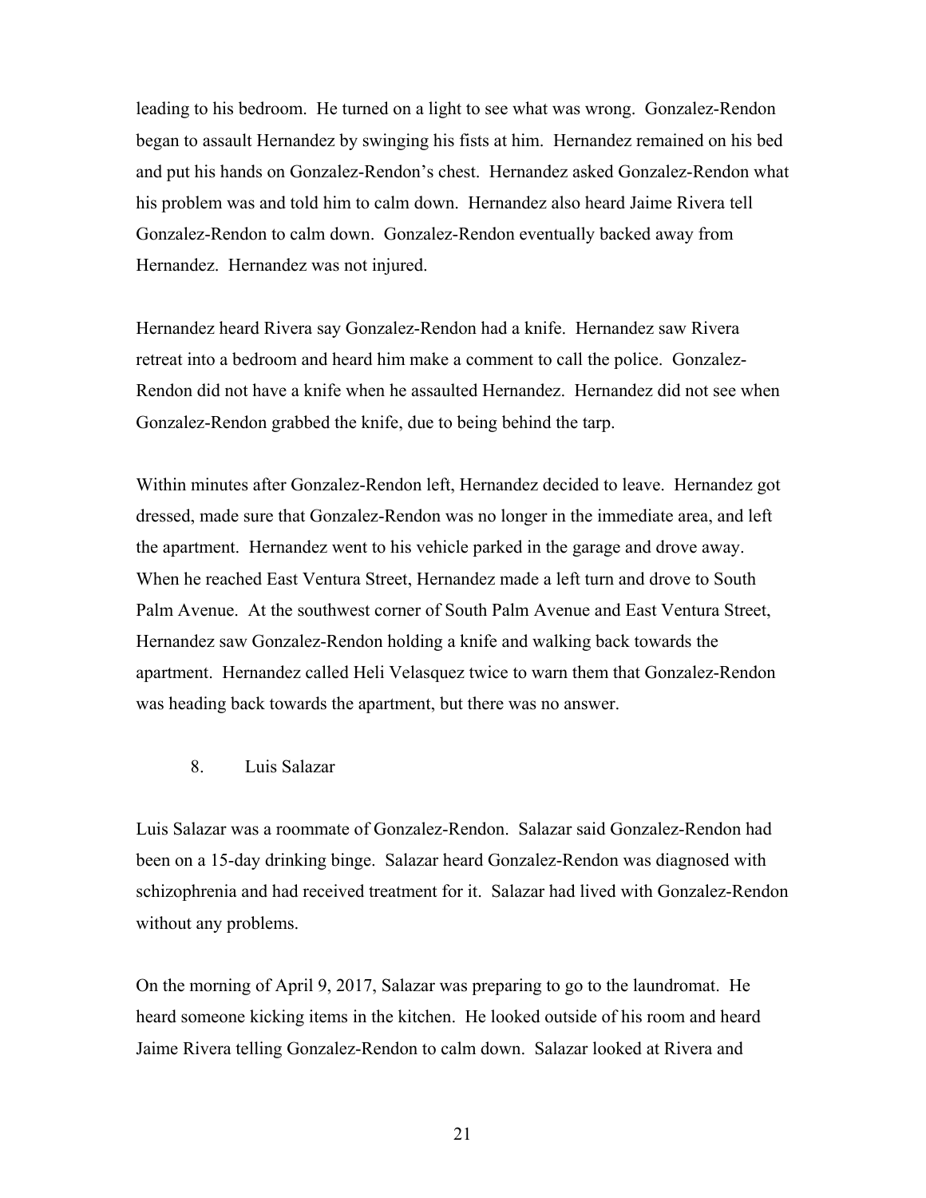leading to his bedroom. He turned on a light to see what was wrong. Gonzalez-Rendon began to assault Hernandez by swinging his fists at him. Hernandez remained on his bed and put his hands on Gonzalez-Rendon's chest. Hernandez asked Gonzalez-Rendon what his problem was and told him to calm down. Hernandez also heard Jaime Rivera tell Gonzalez-Rendon to calm down. Gonzalez-Rendon eventually backed away from Hernandez. Hernandez was not injured.

Hernandez heard Rivera say Gonzalez-Rendon had a knife. Hernandez saw Rivera retreat into a bedroom and heard him make a comment to call the police. Gonzalez-Rendon did not have a knife when he assaulted Hernandez. Hernandez did not see when Gonzalez-Rendon grabbed the knife, due to being behind the tarp.

Within minutes after Gonzalez-Rendon left, Hernandez decided to leave. Hernandez got dressed, made sure that Gonzalez-Rendon was no longer in the immediate area, and left the apartment. Hernandez went to his vehicle parked in the garage and drove away. When he reached East Ventura Street, Hernandez made a left turn and drove to South Palm Avenue. At the southwest corner of South Palm Avenue and East Ventura Street, Hernandez saw Gonzalez-Rendon holding a knife and walking back towards the apartment. Hernandez called Heli Velasquez twice to warn them that Gonzalez-Rendon was heading back towards the apartment, but there was no answer.

### 8. Luis Salazar

Luis Salazar was a roommate of Gonzalez-Rendon. Salazar said Gonzalez-Rendon had been on a 15-day drinking binge. Salazar heard Gonzalez-Rendon was diagnosed with schizophrenia and had received treatment for it. Salazar had lived with Gonzalez-Rendon without any problems.

On the morning of April 9, 2017, Salazar was preparing to go to the laundromat. He heard someone kicking items in the kitchen. He looked outside of his room and heard Jaime Rivera telling Gonzalez-Rendon to calm down. Salazar looked at Rivera and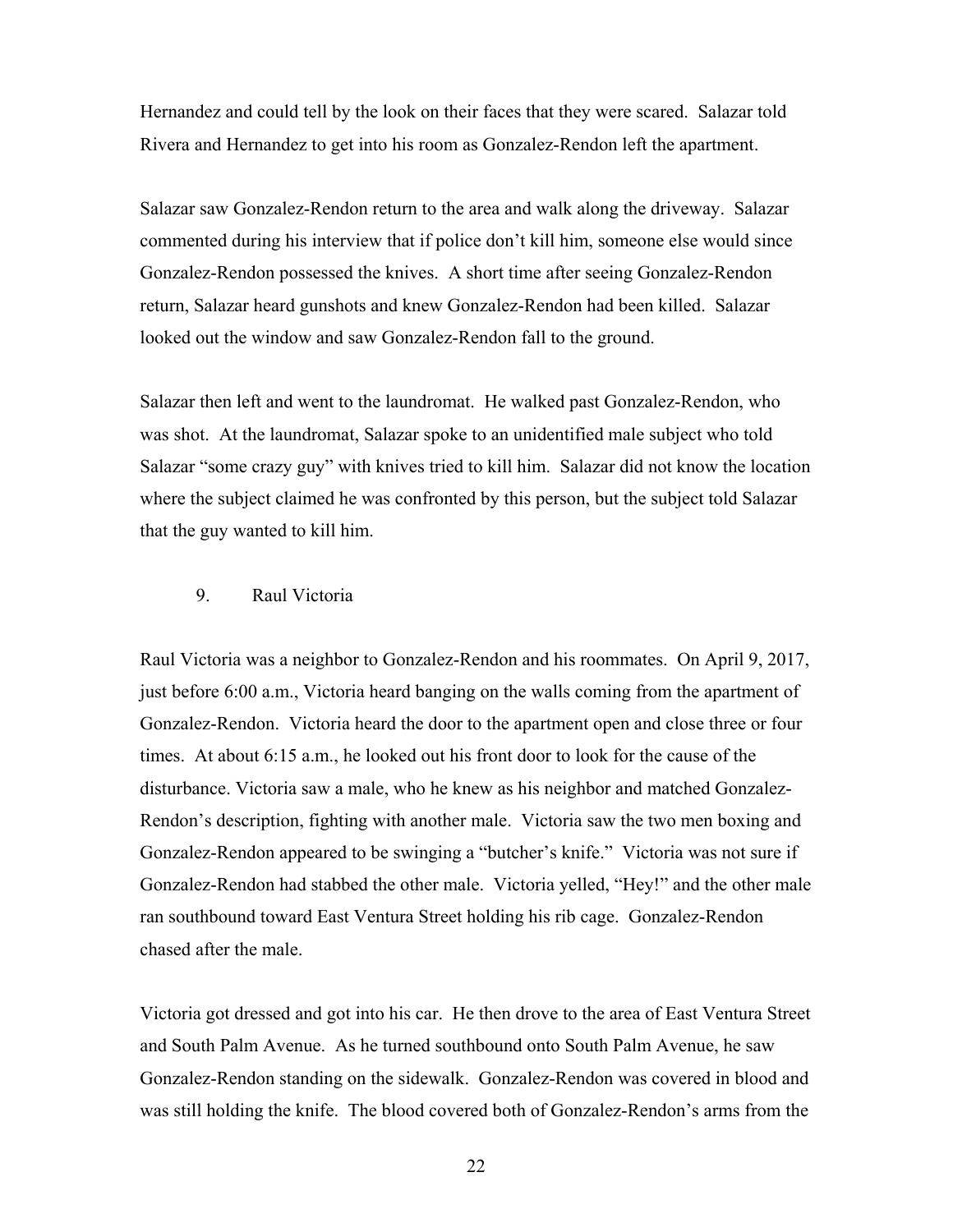Hernandez and could tell by the look on their faces that they were scared. Salazar told Rivera and Hernandez to get into his room as Gonzalez-Rendon left the apartment.

Salazar saw Gonzalez-Rendon return to the area and walk along the driveway. Salazar commented during his interview that if police don't kill him, someone else would since Gonzalez-Rendon possessed the knives. A short time after seeing Gonzalez-Rendon return, Salazar heard gunshots and knew Gonzalez-Rendon had been killed. Salazar looked out the window and saw Gonzalez-Rendon fall to the ground.

Salazar then left and went to the laundromat. He walked past Gonzalez-Rendon, who was shot. At the laundromat, Salazar spoke to an unidentified male subject who told Salazar "some crazy guy" with knives tried to kill him. Salazar did not know the location where the subject claimed he was confronted by this person, but the subject told Salazar that the guy wanted to kill him.

9. Raul Victoria

Raul Victoria was a neighbor to Gonzalez-Rendon and his roommates. On April 9, 2017, just before 6:00 a.m., Victoria heard banging on the walls coming from the apartment of Gonzalez-Rendon. Victoria heard the door to the apartment open and close three or four times. At about 6:15 a.m., he looked out his front door to look for the cause of the disturbance. Victoria saw a male, who he knew as his neighbor and matched Gonzalez-Rendon's description, fighting with another male. Victoria saw the two men boxing and Gonzalez-Rendon appeared to be swinging a "butcher's knife." Victoria was not sure if Gonzalez-Rendon had stabbed the other male. Victoria yelled, "Hey!" and the other male ran southbound toward East Ventura Street holding his rib cage. Gonzalez-Rendon chased after the male.

Victoria got dressed and got into his car. He then drove to the area of East Ventura Street and South Palm Avenue. As he turned southbound onto South Palm Avenue, he saw Gonzalez-Rendon standing on the sidewalk. Gonzalez-Rendon was covered in blood and was still holding the knife. The blood covered both of Gonzalez-Rendon's arms from the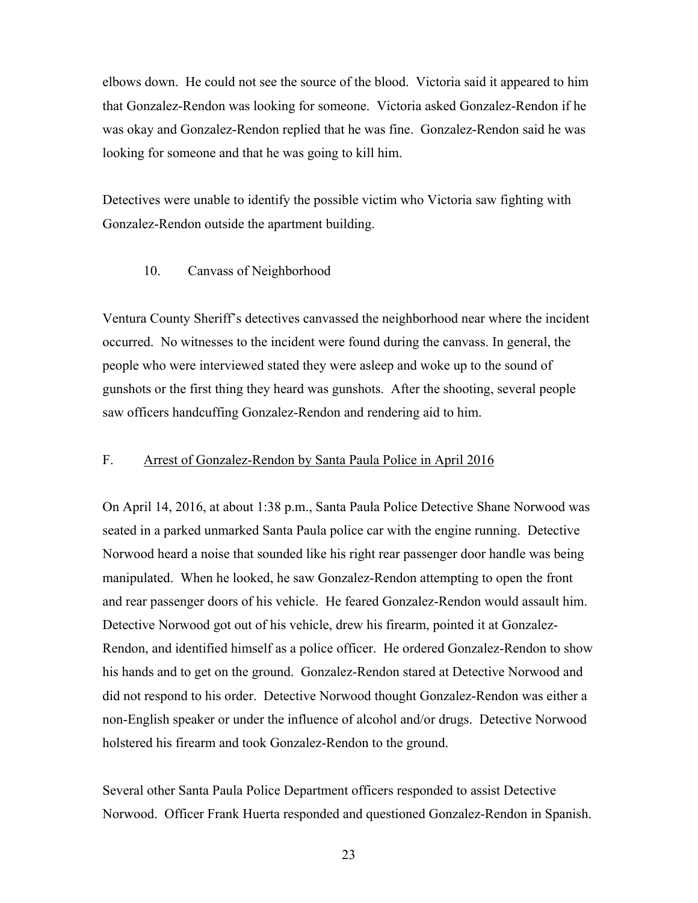elbows down. He could not see the source of the blood. Victoria said it appeared to him that Gonzalez-Rendon was looking for someone. Victoria asked Gonzalez-Rendon if he was okay and Gonzalez-Rendon replied that he was fine. Gonzalez-Rendon said he was looking for someone and that he was going to kill him.

Detectives were unable to identify the possible victim who Victoria saw fighting with Gonzalez-Rendon outside the apartment building.

#### 10. Canvass of Neighborhood

Ventura County Sheriff's detectives canvassed the neighborhood near where the incident occurred. No witnesses to the incident were found during the canvass. In general, the people who were interviewed stated they were asleep and woke up to the sound of gunshots or the first thing they heard was gunshots. After the shooting, several people saw officers handcuffing Gonzalez-Rendon and rendering aid to him.

### F. Arrest of Gonzalez-Rendon by Santa Paula Police in April 2016

On April 14, 2016, at about 1:38 p.m., Santa Paula Police Detective Shane Norwood was seated in a parked unmarked Santa Paula police car with the engine running. Detective Norwood heard a noise that sounded like his right rear passenger door handle was being manipulated. When he looked, he saw Gonzalez-Rendon attempting to open the front and rear passenger doors of his vehicle. He feared Gonzalez-Rendon would assault him. Detective Norwood got out of his vehicle, drew his firearm, pointed it at Gonzalez-Rendon, and identified himself as a police officer. He ordered Gonzalez-Rendon to show his hands and to get on the ground. Gonzalez-Rendon stared at Detective Norwood and did not respond to his order. Detective Norwood thought Gonzalez-Rendon was either a non-English speaker or under the influence of alcohol and/or drugs. Detective Norwood holstered his firearm and took Gonzalez-Rendon to the ground.

Several other Santa Paula Police Department officers responded to assist Detective Norwood. Officer Frank Huerta responded and questioned Gonzalez-Rendon in Spanish.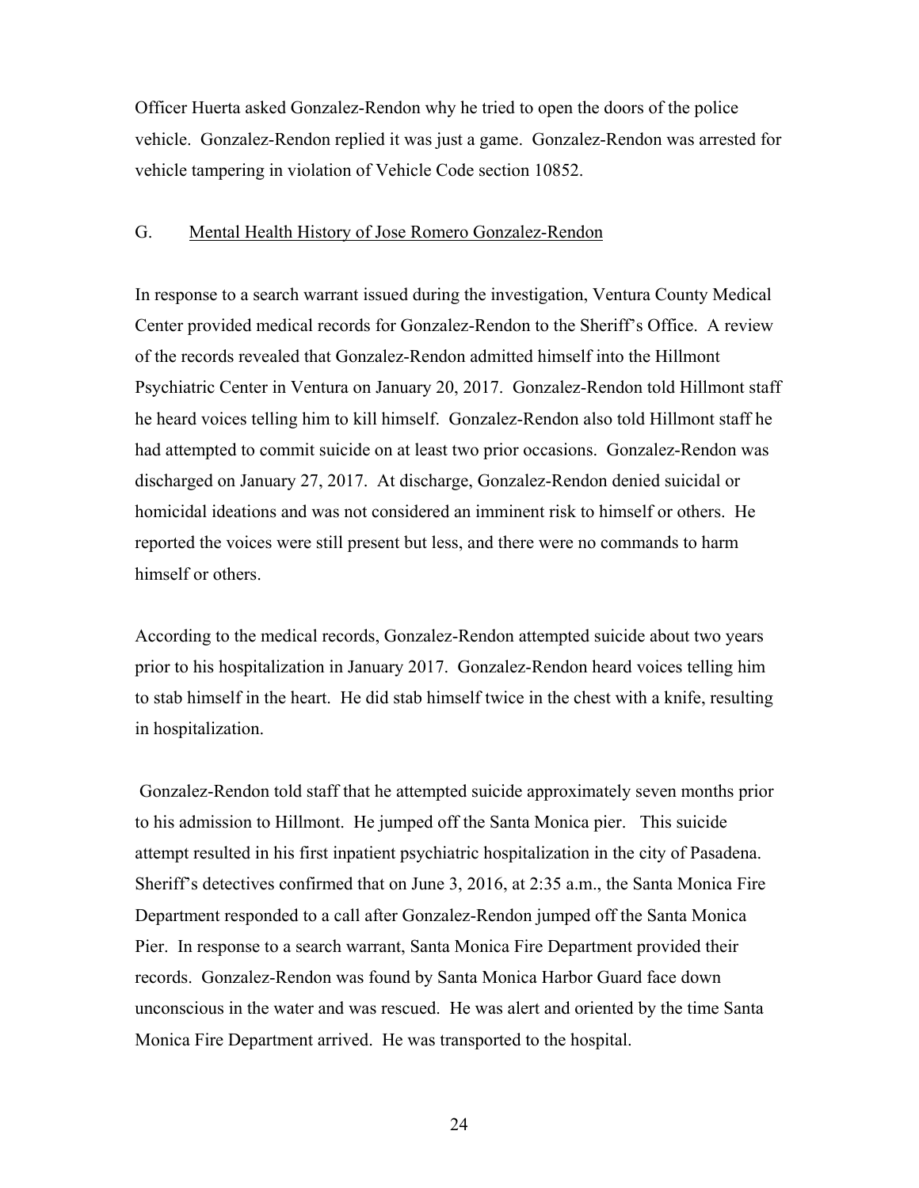Officer Huerta asked Gonzalez-Rendon why he tried to open the doors of the police vehicle. Gonzalez-Rendon replied it was just a game. Gonzalez-Rendon was arrested for vehicle tampering in violation of Vehicle Code section 10852.

### G. <u>Mental Health History of Jose Romero Gonzalez-Rendon</u>

In response to a search warrant issued during the investigation, Ventura County Medical Center provided medical records for Gonzalez-Rendon to the Sheriff's Office. A review of the records revealed that Gonzalez-Rendon admitted himself into the Hillmont Psychiatric Center in Ventura on January 20, 2017. Gonzalez-Rendon told Hillmont staff he heard voices telling him to kill himself. Gonzalez-Rendon also told Hillmont staff he had attempted to commit suicide on at least two prior occasions. Gonzalez-Rendon was discharged on January 27, 2017. At discharge, Gonzalez-Rendon denied suicidal or homicidal ideations and was not considered an imminent risk to himself or others. He reported the voices were still present but less, and there were no commands to harm himself or others.

According to the medical records, Gonzalez-Rendon attempted suicide about two years prior to his hospitalization in January 2017. Gonzalez-Rendon heard voices telling him to stab himself in the heart. He did stab himself twice in the chest with a knife, resulting in hospitalization.

Gonzalez-Rendon told staff that he attempted suicide approximately seven months prior to his admission to Hillmont. He jumped off the Santa Monica pier. This suicide attempt resulted in his first inpatient psychiatric hospitalization in the city of Pasadena. Sheriff's detectives confirmed that on June 3, 2016, at 2:35 a.m., the Santa Monica Fire Department responded to a call after Gonzalez-Rendon jumped off the Santa Monica Pier. In response to a search warrant, Santa Monica Fire Department provided their records. Gonzalez-Rendon was found by Santa Monica Harbor Guard face down unconscious in the water and was rescued. He was alert and oriented by the time Santa Monica Fire Department arrived. He was transported to the hospital.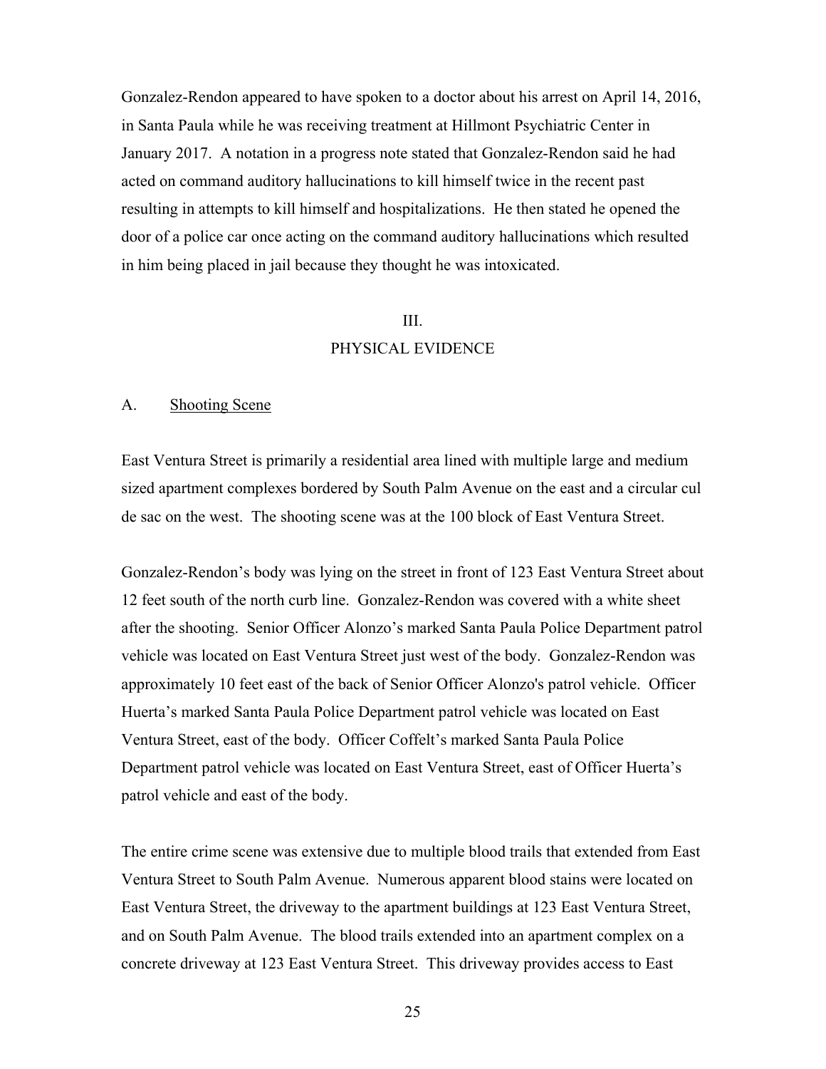Gonzalez-Rendon appeared to have spoken to a doctor about his arrest on April 14, 2016, in Santa Paula while he was receiving treatment at Hillmont Psychiatric Center in January 2017. A notation in a progress note stated that Gonzalez-Rendon said he had acted on command auditory hallucinations to kill himself twice in the recent past resulting in attempts to kill himself and hospitalizations. He then stated he opened the door of a police car once acting on the command auditory hallucinations which resulted in him being placed in jail because they thought he was intoxicated.

## III.
## PHYSICAL EVIDENCE

### A. Shooting Scene

East Ventura Street is primarily a residential area lined with multiple large and medium sized apartment complexes bordered by South Palm Avenue on the east and a circular cul de sac on the west. The shooting scene was at the 100 block of East Ventura Street.

Gonzalez-Rendon's body was lying on the street in front of 123 East Ventura Street about 12 feet south of the north curb line. Gonzalez-Rendon was covered with a white sheet after the shooting. Senior Officer Alonzo's marked Santa Paula Police Department patrol vehicle was located on East Ventura Street just west of the body. Gonzalez-Rendon was approximately 10 feet east of the back of Senior Officer Alonzo's patrol vehicle. Officer Huerta's marked Santa Paula Police Department patrol vehicle was located on East Ventura Street, east of the body. Officer Coffelt's marked Santa Paula Police Department patrol vehicle was located on East Ventura Street, east of Officer Huerta's patrol vehicle and east of the body.

The entire crime scene was extensive due to multiple blood trails that extended from East Ventura Street to South Palm Avenue. Numerous apparent blood stains were located on East Ventura Street, the driveway to the apartment buildings at 123 East Ventura Street, and on South Palm Avenue. The blood trails extended into an apartment complex on a concrete driveway at 123 East Ventura Street. This driveway provides access to East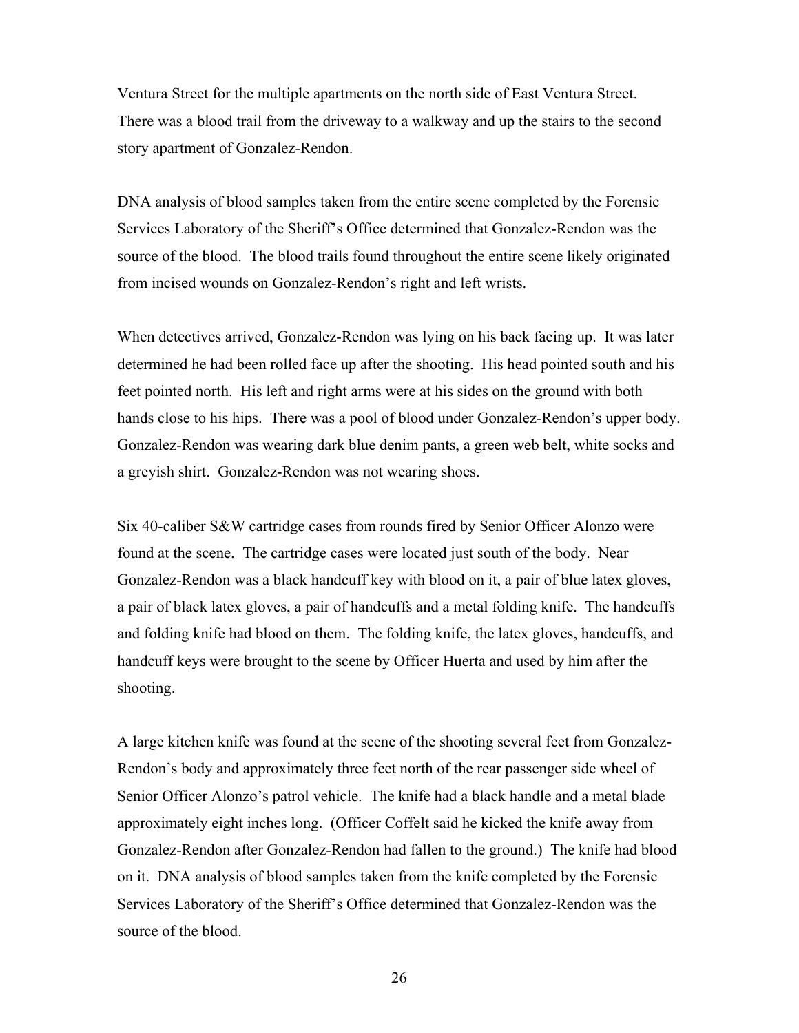Ventura Street for the multiple apartments on the north side of East Ventura Street. There was a blood trail from the driveway to a walkway and up the stairs to the second story apartment of Gonzalez-Rendon.

DNA analysis of blood samples taken from the entire scene completed by the Forensic Services Laboratory of the Sheriff's Office determined that Gonzalez-Rendon was the source of the blood. The blood trails found throughout the entire scene likely originated from incised wounds on Gonzalez-Rendon's right and left wrists.

When detectives arrived, Gonzalez-Rendon was lying on his back facing up. It was later determined he had been rolled face up after the shooting. His head pointed south and his feet pointed north. His left and right arms were at his sides on the ground with both hands close to his hips. There was a pool of blood under Gonzalez-Rendon's upper body. Gonzalez-Rendon was wearing dark blue denim pants, a green web belt, white socks and a greyish shirt. Gonzalez-Rendon was not wearing shoes.

Six 40-caliber S&W cartridge cases from rounds fired by Senior Officer Alonzo were found at the scene. The cartridge cases were located just south of the body. Near Gonzalez-Rendon was a black handcuff key with blood on it, a pair of blue latex gloves, a pair of black latex gloves, a pair of handcuffs and a metal folding knife. The handcuffs and folding knife had blood on them. The folding knife, the latex gloves, handcuffs, and handcuff keys were brought to the scene by Officer Huerta and used by him after the shooting.

A large kitchen knife was found at the scene of the shooting several feet from Gonzalez-Rendon's body and approximately three feet north of the rear passenger side wheel of Senior Officer Alonzo's patrol vehicle. The knife had a black handle and a metal blade approximately eight inches long. (Officer Coffelt said he kicked the knife away from Gonzalez-Rendon after Gonzalez-Rendon had fallen to the ground.) The knife had blood on it. DNA analysis of blood samples taken from the knife completed by the Forensic Services Laboratory of the Sheriff's Office determined that Gonzalez-Rendon was the source of the blood.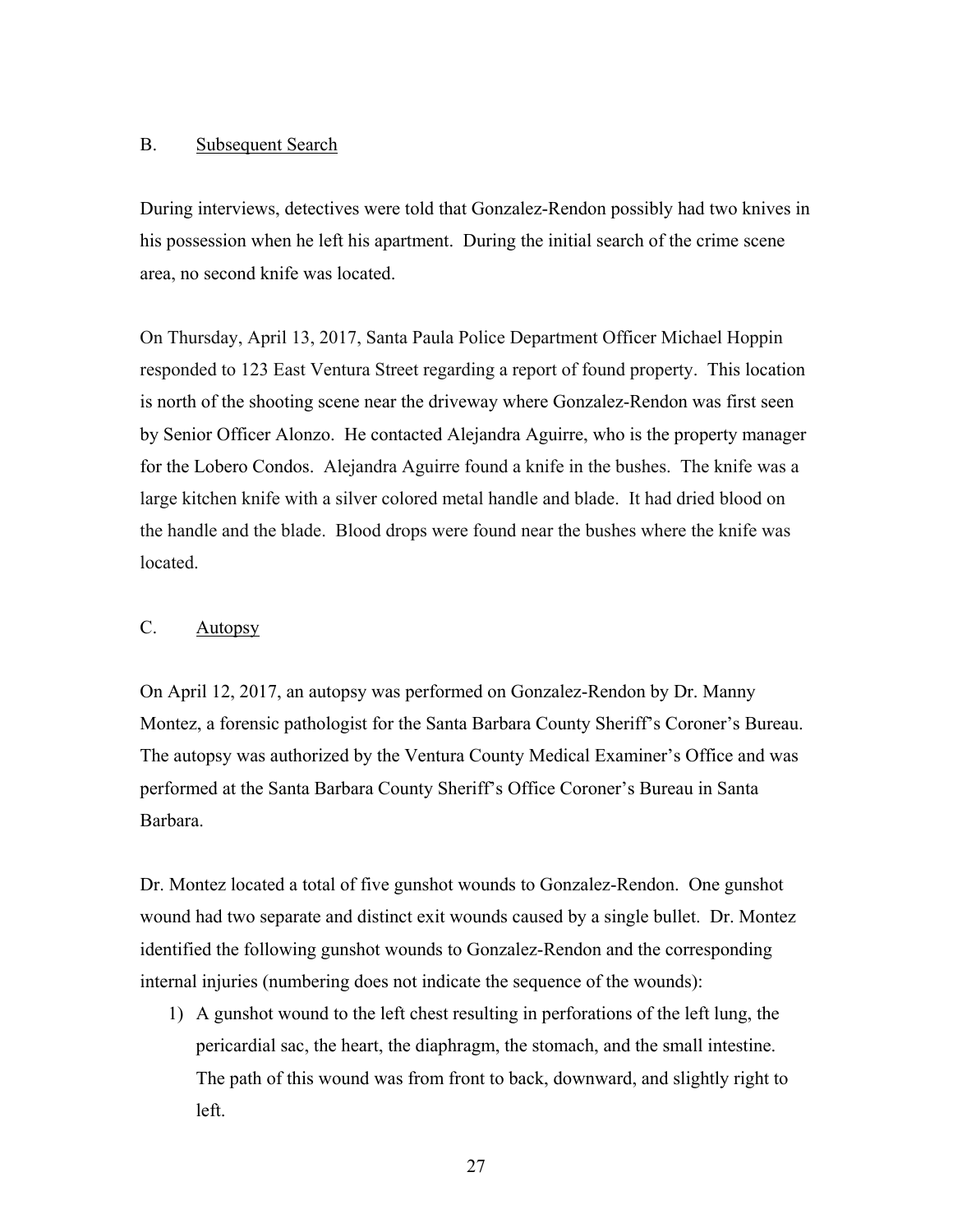### B. Subsequent Search

During interviews, detectives were told that Gonzalez-Rendon possibly had two knives in his possession when he left his apartment. During the initial search of the crime scene area, no second knife was located.

On Thursday, April 13, 2017, Santa Paula Police Department Officer Michael Hoppin responded to 123 East Ventura Street regarding a report of found property. This location is north of the shooting scene near the driveway where Gonzalez-Rendon was first seen by Senior Officer Alonzo. He contacted Alejandra Aguirre, who is the property manager for the Lobero Condos. Alejandra Aguirre found a knife in the bushes. The knife was a large kitchen knife with a silver colored metal handle and blade. It had dried blood on the handle and the blade. Blood drops were found near the bushes where the knife was located.

### C. Autopsy

On April 12, 2017, an autopsy was performed on Gonzalez-Rendon by Dr. Manny Montez, a forensic pathologist for the Santa Barbara County Sheriff's Coroner's Bureau. The autopsy was authorized by the Ventura County Medical Examiner's Office and was performed at the Santa Barbara County Sheriff's Office Coroner's Bureau in Santa Barbara.

Dr. Montez located a total of five gunshot wounds to Gonzalez-Rendon. One gunshot wound had two separate and distinct exit wounds caused by a single bullet. Dr. Montez identified the following gunshot wounds to Gonzalez-Rendon and the corresponding internal injuries (numbering does not indicate the sequence of the wounds):

1) A gunshot wound to the left chest resulting in perforations of the left lung, the pericardial sac, the heart, the diaphragm, the stomach, and the small intestine. The path of this wound was from front to back, downward, and slightly right to left.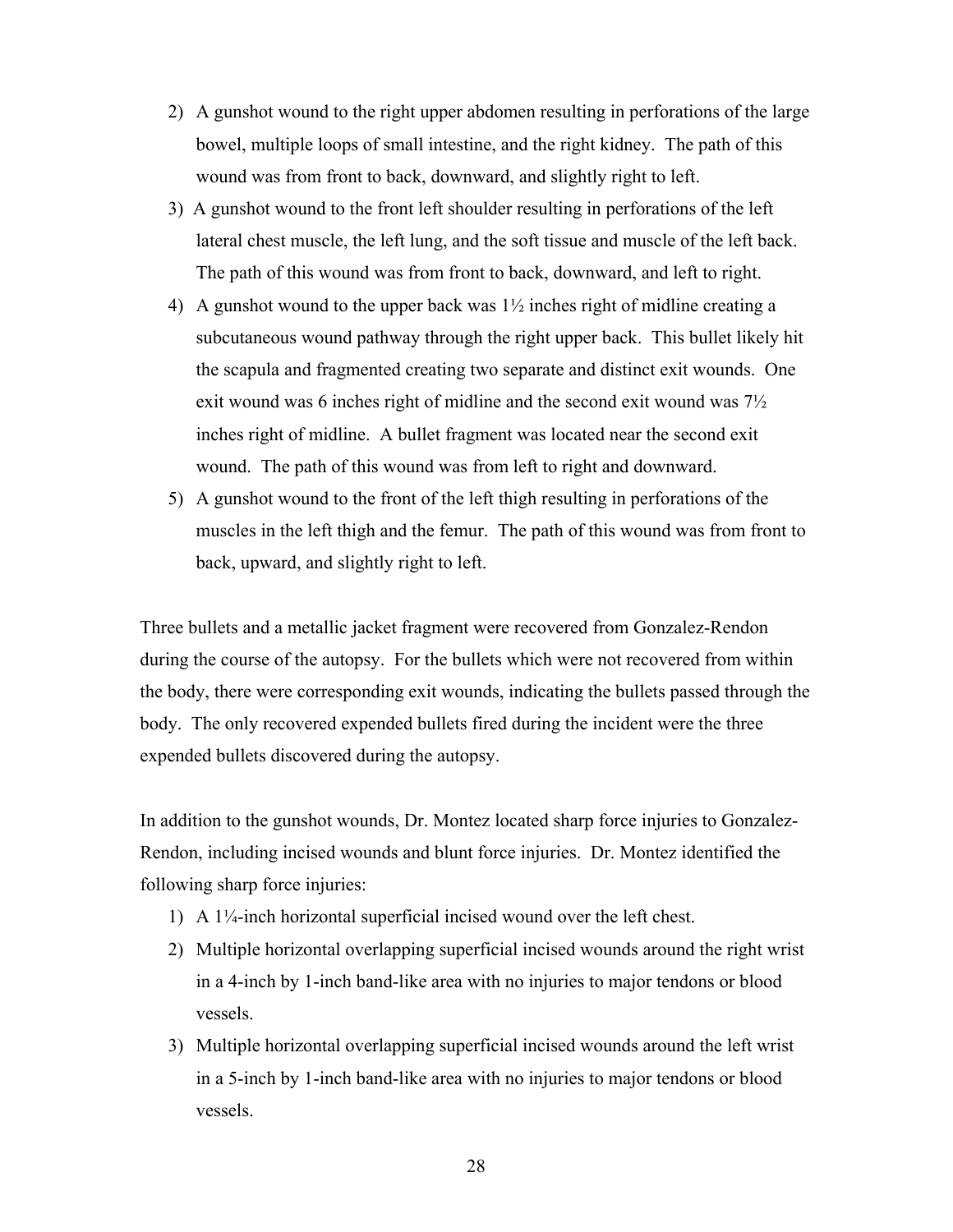2) A gunshot wound to the right upper abdomen resulting in perforations of the large bowel, multiple loops of small intestine, and the right kidney. The path of this wound was from front to back, downward, and slightly right to left.
3) A gunshot wound to the front left shoulder resulting in perforations of the left lateral chest muscle, the left lung, and the soft tissue and muscle of the left back. The path of this wound was from front to back, downward, and left to right.
4) A gunshot wound to the upper back was 1½ inches right of midline creating a subcutaneous wound pathway through the right upper back. This bullet likely hit the scapula and fragmented creating two separate and distinct exit wounds. One exit wound was 6 inches right of midline and the second exit wound was 7½ inches right of midline. A bullet fragment was located near the second exit wound. The path of this wound was from left to right and downward.
5) A gunshot wound to the front of the left thigh resulting in perforations of the muscles in the left thigh and the femur. The path of this wound was from front to back, upward, and slightly right to left.

Three bullets and a metallic jacket fragment were recovered from Gonzalez-Rendon during the course of the autopsy. For the bullets which were not recovered from within the body, there were corresponding exit wounds, indicating the bullets passed through the body. The only recovered expended bullets fired during the incident were the three expended bullets discovered during the autopsy.

In addition to the gunshot wounds, Dr. Montez located sharp force injuries to Gonzalez-Rendon, including incised wounds and blunt force injuries. Dr. Montez identified the following sharp force injuries:

1) A 1¼-inch horizontal superficial incised wound over the left chest.
2) Multiple horizontal overlapping superficial incised wounds around the right wrist in a 4-inch by 1-inch band-like area with no injuries to major tendons or blood vessels.
3) Multiple horizontal overlapping superficial incised wounds around the left wrist in a 5-inch by 1-inch band-like area with no injuries to major tendons or blood vessels.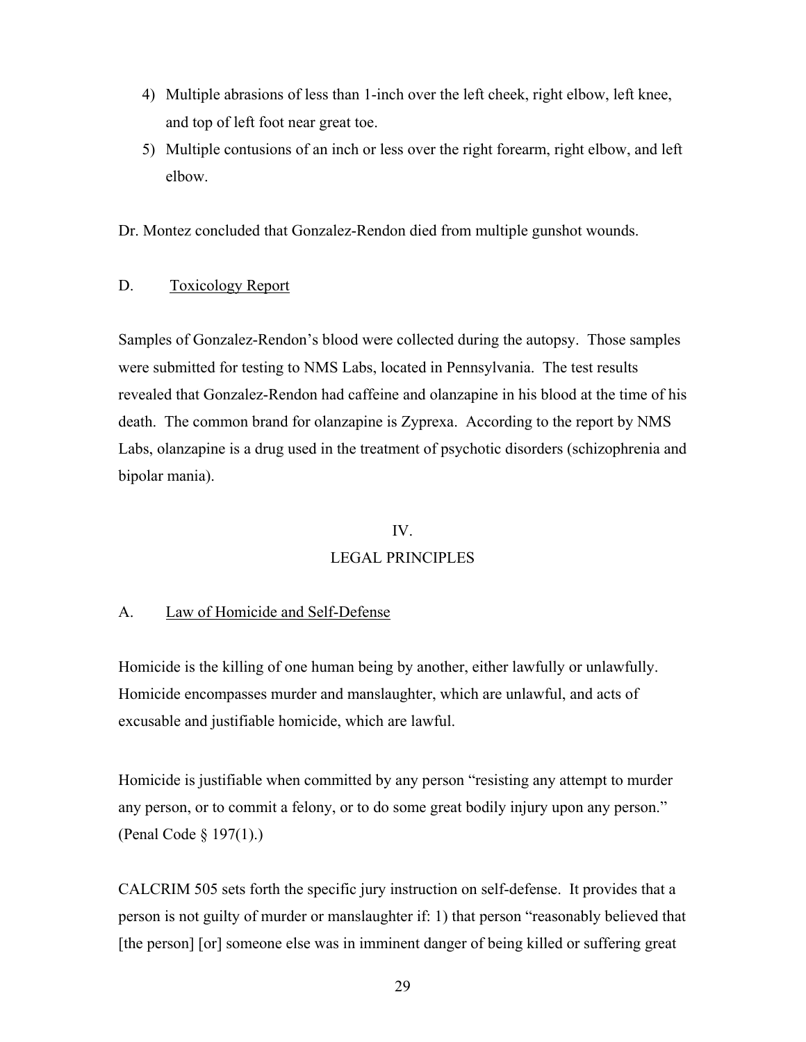4) Multiple abrasions of less than 1-inch over the left cheek, right elbow, left knee, and top of left foot near great toe.
5) Multiple contusions of an inch or less over the right forearm, right elbow, and left elbow.

Dr. Montez concluded that Gonzalez-Rendon died from multiple gunshot wounds.

D. Toxicology Report

Samples of Gonzalez-Rendon's blood were collected during the autopsy. Those samples were submitted for testing to NMS Labs, located in Pennsylvania. The test results revealed that Gonzalez-Rendon had caffeine and olanzapine in his blood at the time of his death. The common brand for olanzapine is Zyprexa. According to the report by NMS Labs, olanzapine is a drug used in the treatment of psychotic disorders (schizophrenia and bipolar mania).

## IV.
## LEGAL PRINCIPLES

A. Law of Homicide and Self-Defense

Homicide is the killing of one human being by another, either lawfully or unlawfully. Homicide encompasses murder and manslaughter, which are unlawful, and acts of excusable and justifiable homicide, which are lawful.

Homicide is justifiable when committed by any person "resisting any attempt to murder any person, or to commit a felony, or to do some great bodily injury upon any person." (Penal Code § 197(1).)

CALCRIM 505 sets forth the specific jury instruction on self-defense. It provides that a person is not guilty of murder or manslaughter if: 1) that person "reasonably believed that [the person] [or] someone else was in imminent danger of being killed or suffering great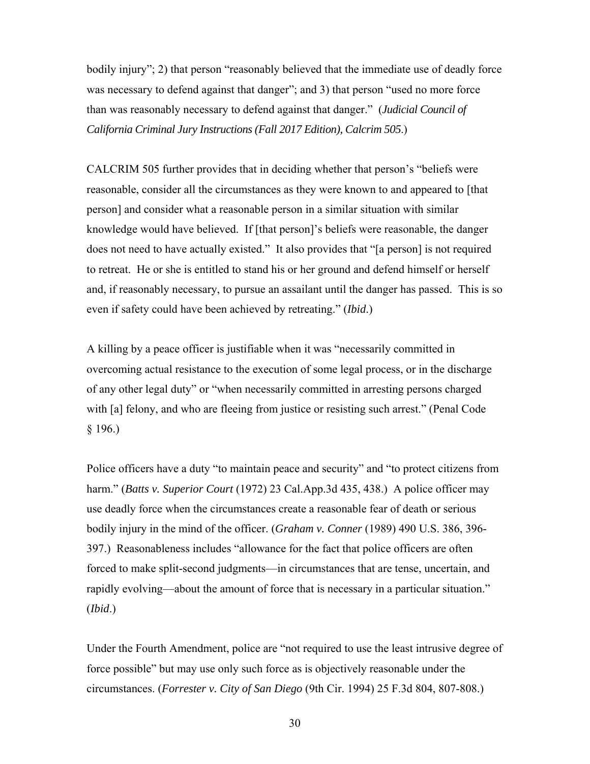bodily injury"; 2) that person "reasonably believed that the immediate use of deadly force was necessary to defend against that danger"; and 3) that person "used no more force than was reasonably necessary to defend against that danger." (*Judicial Council of California Criminal Jury Instructions (Fall 2017 Edition), Calcrim 505*.)

CALCRIM 505 further provides that in deciding whether that person's "beliefs were reasonable, consider all the circumstances as they were known to and appeared to [that person] and consider what a reasonable person in a similar situation with similar knowledge would have believed. If [that person]'s beliefs were reasonable, the danger does not need to have actually existed." It also provides that "[a person] is not required to retreat. He or she is entitled to stand his or her ground and defend himself or herself and, if reasonably necessary, to pursue an assailant until the danger has passed. This is so even if safety could have been achieved by retreating." (*Ibid*.)

A killing by a peace officer is justifiable when it was "necessarily committed in overcoming actual resistance to the execution of some legal process, or in the discharge of any other legal duty" or "when necessarily committed in arresting persons charged with [a] felony, and who are fleeing from justice or resisting such arrest." (Penal Code § 196.)

Police officers have a duty "to maintain peace and security" and "to protect citizens from harm." (*Batts v. Superior Court* (1972) 23 Cal.App.3d 435, 438.) A police officer may use deadly force when the circumstances create a reasonable fear of death or serious bodily injury in the mind of the officer. (*Graham v. Conner* (1989) 490 U.S. 386, 396-397.) Reasonableness includes "allowance for the fact that police officers are often forced to make split-second judgments—in circumstances that are tense, uncertain, and rapidly evolving—about the amount of force that is necessary in a particular situation." (*Ibid*.)

Under the Fourth Amendment, police are "not required to use the least intrusive degree of force possible" but may use only such force as is objectively reasonable under the circumstances. (*Forrester v. City of San Diego* (9th Cir. 1994) 25 F.3d 804, 807-808.)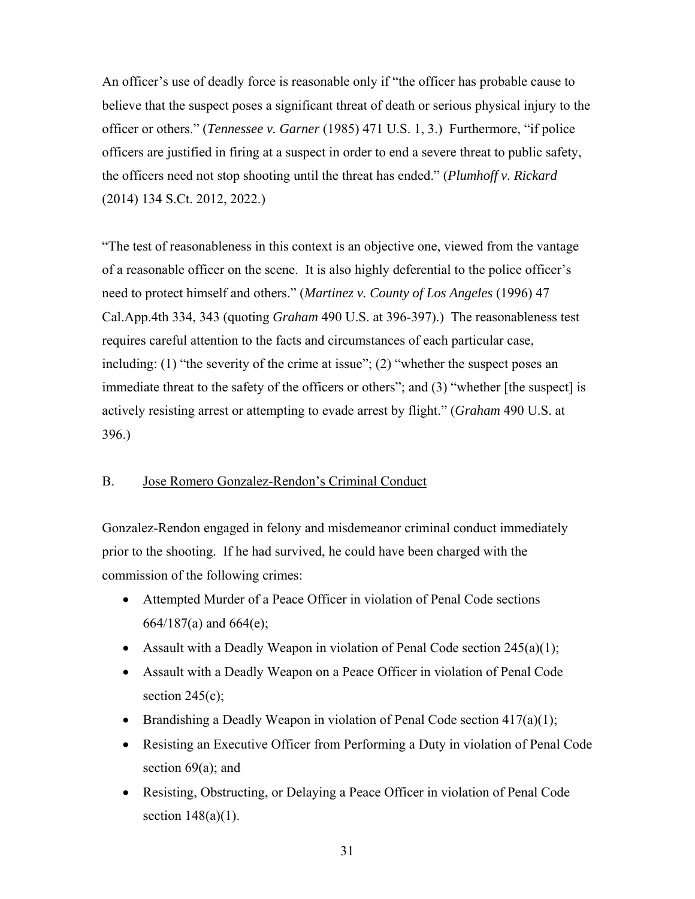An officer's use of deadly force is reasonable only if "the officer has probable cause to believe that the suspect poses a significant threat of death or serious physical injury to the officer or others." (*Tennessee v. Garner* (1985) 471 U.S. 1, 3.) Furthermore, "if police officers are justified in firing at a suspect in order to end a severe threat to public safety, the officers need not stop shooting until the threat has ended." (*Plumhoff v. Rickard* (2014) 134 S.Ct. 2012, 2022.)

"The test of reasonableness in this context is an objective one, viewed from the vantage of a reasonable officer on the scene. It is also highly deferential to the police officer's need to protect himself and others." (*Martinez v. County of Los Angeles* (1996) 47 Cal.App.4th 334, 343 (quoting *Graham* 490 U.S. at 396-397).) The reasonableness test requires careful attention to the facts and circumstances of each particular case, including: (1) "the severity of the crime at issue"; (2) "whether the suspect poses an immediate threat to the safety of the officers or others"; and (3) "whether [the suspect] is actively resisting arrest or attempting to evade arrest by flight." (*Graham* 490 U.S. at 396.)

## B. Jose Romero Gonzalez-Rendon's Criminal Conduct

Gonzalez-Rendon engaged in felony and misdemeanor criminal conduct immediately prior to the shooting. If he had survived, he could have been charged with the commission of the following crimes:

- Attempted Murder of a Peace Officer in violation of Penal Code sections 664/187(a) and 664(e);
- Assault with a Deadly Weapon in violation of Penal Code section 245(a)(1);
- Assault with a Deadly Weapon on a Peace Officer in violation of Penal Code section 245(c);
- Brandishing a Deadly Weapon in violation of Penal Code section 417(a)(1);
- Resisting an Executive Officer from Performing a Duty in violation of Penal Code section 69(a); and
- Resisting, Obstructing, or Delaying a Peace Officer in violation of Penal Code section 148(a)(1).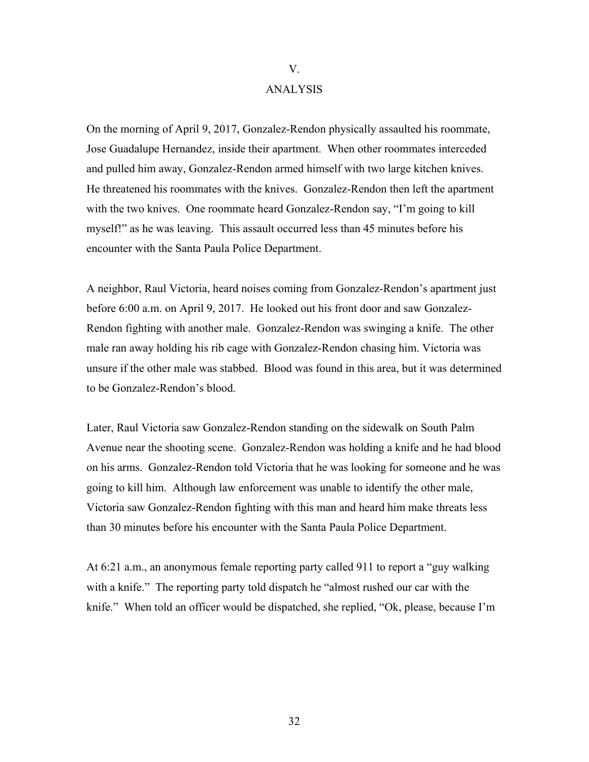## V.

## ANALYSIS

On the morning of April 9, 2017, Gonzalez-Rendon physically assaulted his roommate, Jose Guadalupe Hernandez, inside their apartment. When other roommates interceded and pulled him away, Gonzalez-Rendon armed himself with two large kitchen knives. He threatened his roommates with the knives. Gonzalez-Rendon then left the apartment with the two knives. One roommate heard Gonzalez-Rendon say, "I'm going to kill myself!" as he was leaving. This assault occurred less than 45 minutes before his encounter with the Santa Paula Police Department.

A neighbor, Raul Victoria, heard noises coming from Gonzalez-Rendon's apartment just before 6:00 a.m. on April 9, 2017. He looked out his front door and saw Gonzalez-Rendon fighting with another male. Gonzalez-Rendon was swinging a knife. The other male ran away holding his rib cage with Gonzalez-Rendon chasing him. Victoria was unsure if the other male was stabbed. Blood was found in this area, but it was determined to be Gonzalez-Rendon's blood.

Later, Raul Victoria saw Gonzalez-Rendon standing on the sidewalk on South Palm Avenue near the shooting scene. Gonzalez-Rendon was holding a knife and he had blood on his arms. Gonzalez-Rendon told Victoria that he was looking for someone and he was going to kill him. Although law enforcement was unable to identify the other male, Victoria saw Gonzalez-Rendon fighting with this man and heard him make threats less than 30 minutes before his encounter with the Santa Paula Police Department.

At 6:21 a.m., an anonymous female reporting party called 911 to report a "guy walking with a knife." The reporting party told dispatch he "almost rushed our car with the knife." When told an officer would be dispatched, she replied, "Ok, please, because I'm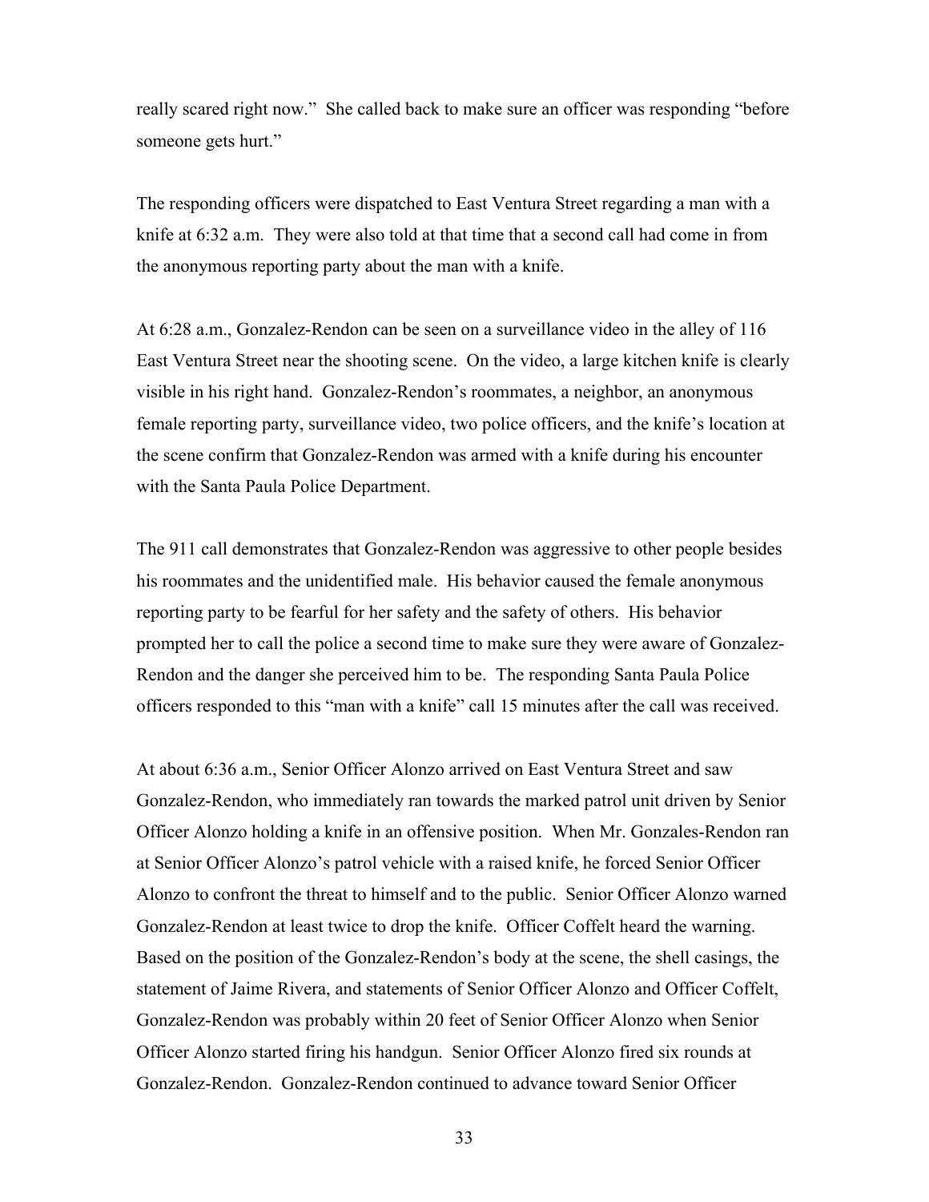really scared right now." She called back to make sure an officer was responding "before someone gets hurt."

The responding officers were dispatched to East Ventura Street regarding a man with a knife at 6:32 a.m. They were also told at that time that a second call had come in from the anonymous reporting party about the man with a knife.

At 6:28 a.m., Gonzalez-Rendon can be seen on a surveillance video in the alley of 116 East Ventura Street near the shooting scene. On the video, a large kitchen knife is clearly visible in his right hand. Gonzalez-Rendon's roommates, a neighbor, an anonymous female reporting party, surveillance video, two police officers, and the knife's location at the scene confirm that Gonzalez-Rendon was armed with a knife during his encounter with the Santa Paula Police Department.

The 911 call demonstrates that Gonzalez-Rendon was aggressive to other people besides his roommates and the unidentified male. His behavior caused the female anonymous reporting party to be fearful for her safety and the safety of others. His behavior prompted her to call the police a second time to make sure they were aware of Gonzalez-Rendon and the danger she perceived him to be. The responding Santa Paula Police officers responded to this "man with a knife" call 15 minutes after the call was received.

At about 6:36 a.m., Senior Officer Alonzo arrived on East Ventura Street and saw Gonzalez-Rendon, who immediately ran towards the marked patrol unit driven by Senior Officer Alonzo holding a knife in an offensive position. When Mr. Gonzales-Rendon ran at Senior Officer Alonzo's patrol vehicle with a raised knife, he forced Senior Officer Alonzo to confront the threat to himself and to the public. Senior Officer Alonzo warned Gonzalez-Rendon at least twice to drop the knife. Officer Coffelt heard the warning. Based on the position of the Gonzalez-Rendon's body at the scene, the shell casings, the statement of Jaime Rivera, and statements of Senior Officer Alonzo and Officer Coffelt, Gonzalez-Rendon was probably within 20 feet of Senior Officer Alonzo when Senior Officer Alonzo started firing his handgun. Senior Officer Alonzo fired six rounds at Gonzalez-Rendon. Gonzalez-Rendon continued to advance toward Senior Officer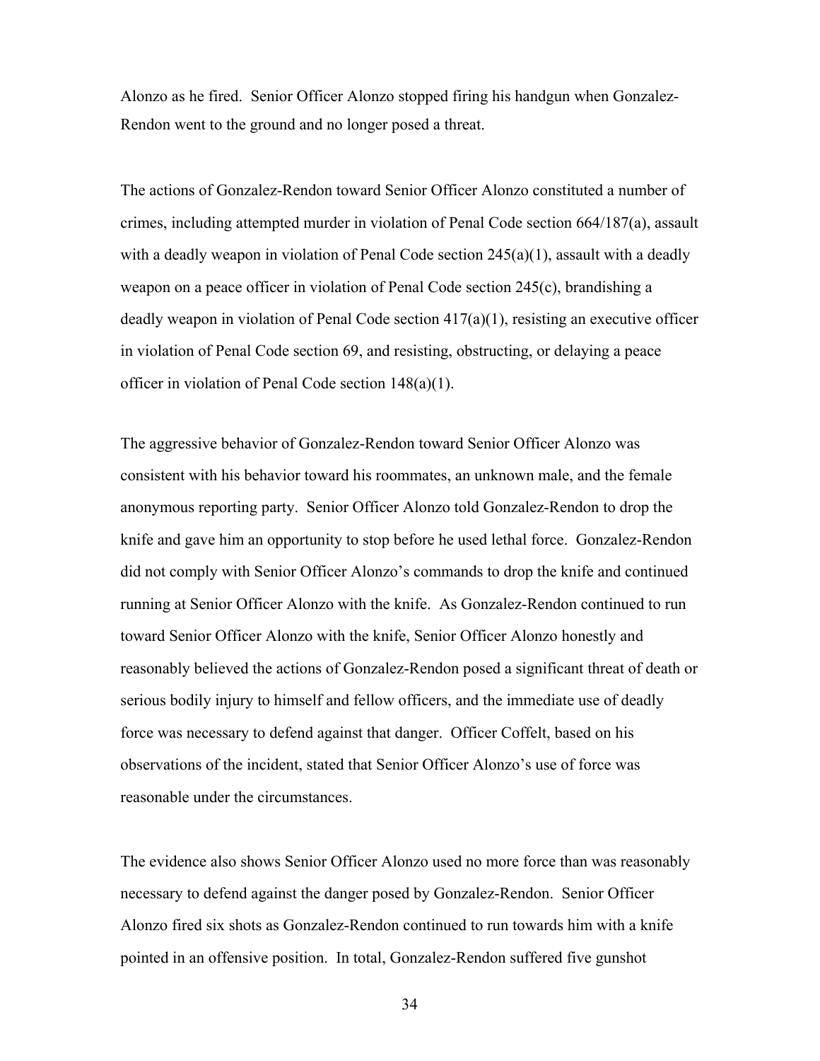Alonzo as he fired. Senior Officer Alonzo stopped firing his handgun when Gonzalez-Rendon went to the ground and no longer posed a threat.

The actions of Gonzalez-Rendon toward Senior Officer Alonzo constituted a number of crimes, including attempted murder in violation of Penal Code section 664/187(a), assault with a deadly weapon in violation of Penal Code section 245(a)(1), assault with a deadly weapon on a peace officer in violation of Penal Code section 245(c), brandishing a deadly weapon in violation of Penal Code section 417(a)(1), resisting an executive officer in violation of Penal Code section 69, and resisting, obstructing, or delaying a peace officer in violation of Penal Code section 148(a)(1).

The aggressive behavior of Gonzalez-Rendon toward Senior Officer Alonzo was consistent with his behavior toward his roommates, an unknown male, and the female anonymous reporting party. Senior Officer Alonzo told Gonzalez-Rendon to drop the knife and gave him an opportunity to stop before he used lethal force. Gonzalez-Rendon did not comply with Senior Officer Alonzo's commands to drop the knife and continued running at Senior Officer Alonzo with the knife. As Gonzalez-Rendon continued to run toward Senior Officer Alonzo with the knife, Senior Officer Alonzo honestly and reasonably believed the actions of Gonzalez-Rendon posed a significant threat of death or serious bodily injury to himself and fellow officers, and the immediate use of deadly force was necessary to defend against that danger. Officer Coffelt, based on his observations of the incident, stated that Senior Officer Alonzo's use of force was reasonable under the circumstances.

The evidence also shows Senior Officer Alonzo used no more force than was reasonably necessary to defend against the danger posed by Gonzalez-Rendon. Senior Officer Alonzo fired six shots as Gonzalez-Rendon continued to run towards him with a knife pointed in an offensive position. In total, Gonzalez-Rendon suffered five gunshot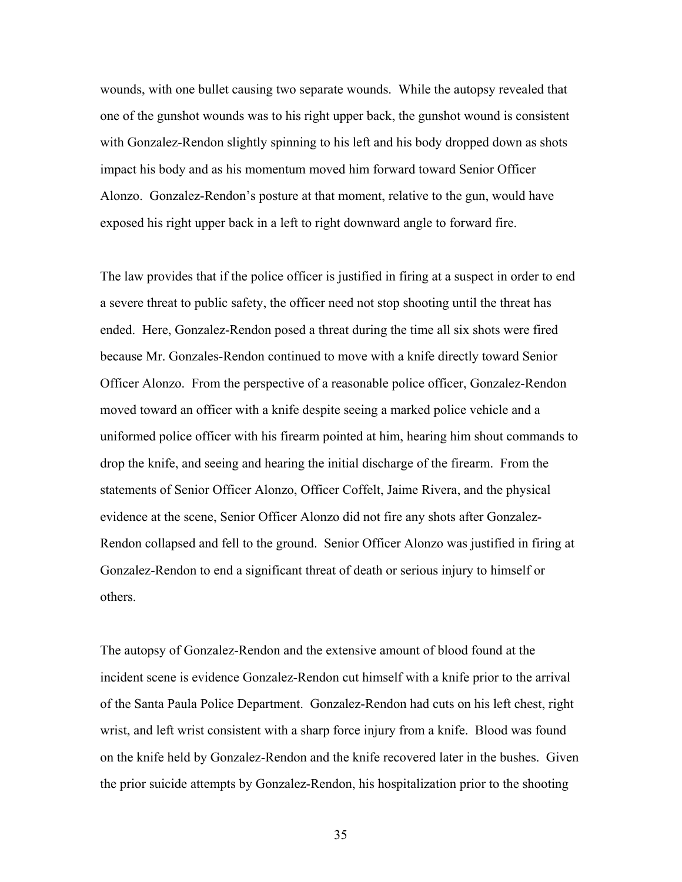wounds, with one bullet causing two separate wounds. While the autopsy revealed that one of the gunshot wounds was to his right upper back, the gunshot wound is consistent with Gonzalez-Rendon slightly spinning to his left and his body dropped down as shots impact his body and as his momentum moved him forward toward Senior Officer Alonzo. Gonzalez-Rendon's posture at that moment, relative to the gun, would have exposed his right upper back in a left to right downward angle to forward fire.

The law provides that if the police officer is justified in firing at a suspect in order to end a severe threat to public safety, the officer need not stop shooting until the threat has ended. Here, Gonzalez-Rendon posed a threat during the time all six shots were fired because Mr. Gonzales-Rendon continued to move with a knife directly toward Senior Officer Alonzo. From the perspective of a reasonable police officer, Gonzalez-Rendon moved toward an officer with a knife despite seeing a marked police vehicle and a uniformed police officer with his firearm pointed at him, hearing him shout commands to drop the knife, and seeing and hearing the initial discharge of the firearm. From the statements of Senior Officer Alonzo, Officer Coffelt, Jaime Rivera, and the physical evidence at the scene, Senior Officer Alonzo did not fire any shots after Gonzalez-Rendon collapsed and fell to the ground. Senior Officer Alonzo was justified in firing at Gonzalez-Rendon to end a significant threat of death or serious injury to himself or others.

The autopsy of Gonzalez-Rendon and the extensive amount of blood found at the incident scene is evidence Gonzalez-Rendon cut himself with a knife prior to the arrival of the Santa Paula Police Department. Gonzalez-Rendon had cuts on his left chest, right wrist, and left wrist consistent with a sharp force injury from a knife. Blood was found on the knife held by Gonzalez-Rendon and the knife recovered later in the bushes. Given the prior suicide attempts by Gonzalez-Rendon, his hospitalization prior to the shooting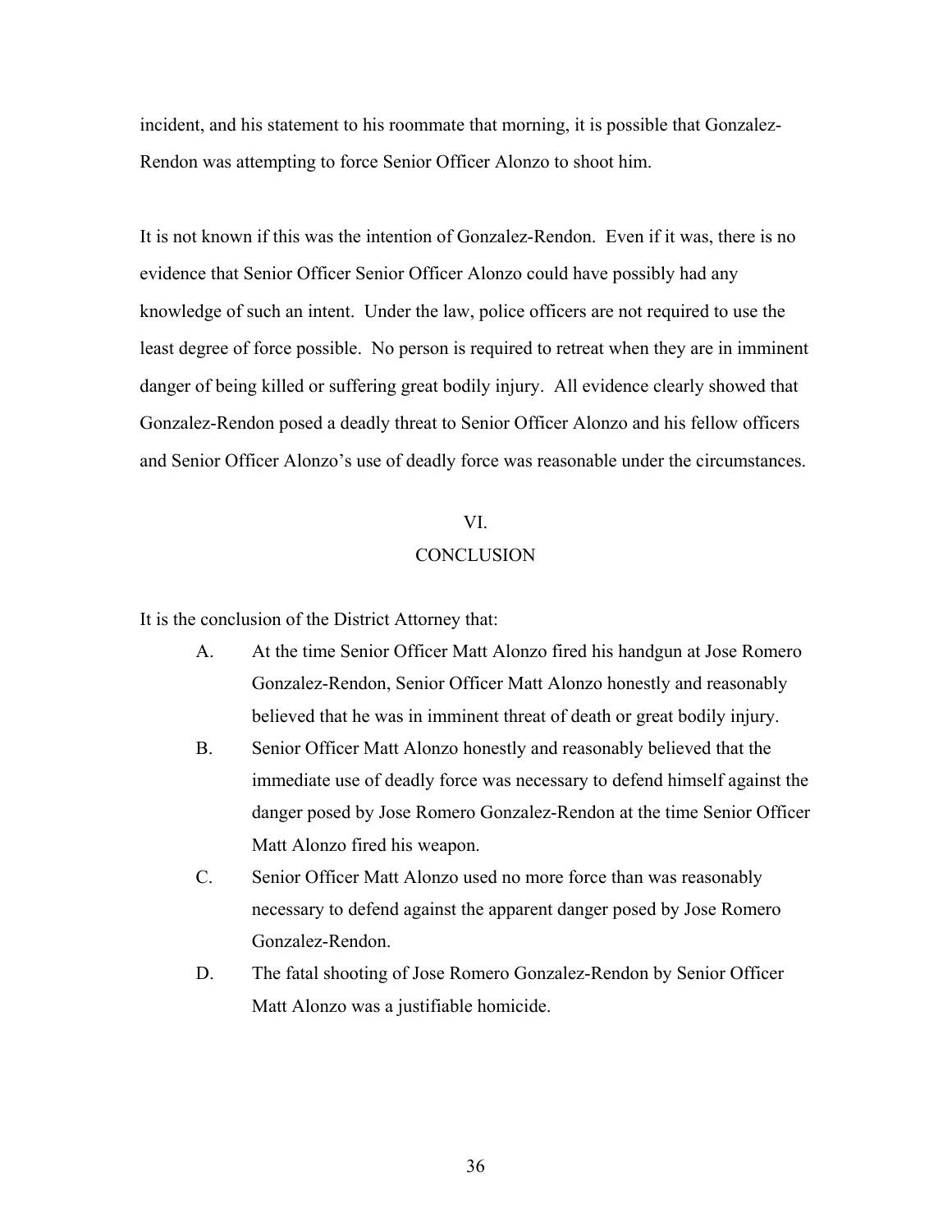incident, and his statement to his roommate that morning, it is possible that Gonzalez-Rendon was attempting to force Senior Officer Alonzo to shoot him.

It is not known if this was the intention of Gonzalez-Rendon. Even if it was, there is no evidence that Senior Officer Senior Officer Alonzo could have possibly had any knowledge of such an intent. Under the law, police officers are not required to use the least degree of force possible. No person is required to retreat when they are in imminent danger of being killed or suffering great bodily injury. All evidence clearly showed that Gonzalez-Rendon posed a deadly threat to Senior Officer Alonzo and his fellow officers and Senior Officer Alonzo's use of deadly force was reasonable under the circumstances.

## VI.
## CONCLUSION

It is the conclusion of the District Attorney that:

A. At the time Senior Officer Matt Alonzo fired his handgun at Jose Romero Gonzalez-Rendon, Senior Officer Matt Alonzo honestly and reasonably believed that he was in imminent threat of death or great bodily injury.

B. Senior Officer Matt Alonzo honestly and reasonably believed that the immediate use of deadly force was necessary to defend himself against the danger posed by Jose Romero Gonzalez-Rendon at the time Senior Officer Matt Alonzo fired his weapon.

C. Senior Officer Matt Alonzo used no more force than was reasonably necessary to defend against the apparent danger posed by Jose Romero Gonzalez-Rendon.

D. The fatal shooting of Jose Romero Gonzalez-Rendon by Senior Officer Matt Alonzo was a justifiable homicide.